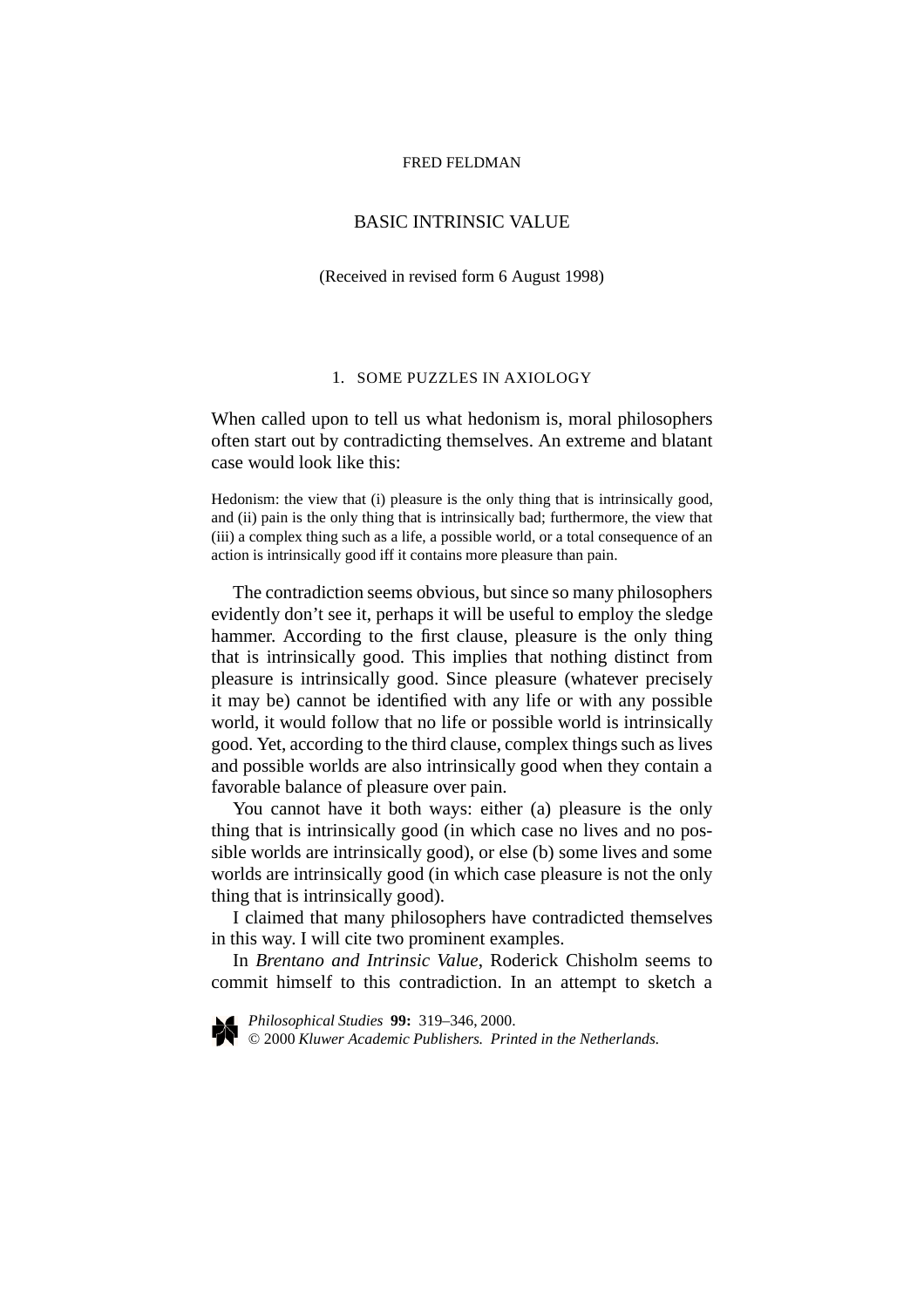FRED FELDMAN

# BASIC INTRINSIC VALUE

(Received in revised form 6 August 1998)

## 1. SOME PUZZLES IN AXIOLOGY

When called upon to tell us what hedonism is, moral philosophers often start out by contradicting themselves. An extreme and blatant case would look like this:

> Hedonism: the view that (i) pleasure is the only thing that is intrinsically good, and (ii) pain is the only thing that is intrinsically bad; furthermore, the view that (iii) a complex thing such as a life, a possible world, or a total consequence of an action is intrinsically good iff it contains more pleasure than pain.

The contradiction seems obvious, but since so many philosophers evidently don't see it, perhaps it will be useful to employ the sledge hammer. According to the first clause, pleasure is the only thing that is intrinsically good. This implies that nothing distinct from pleasure is intrinsically good. Since pleasure (whatever precisely it may be) cannot be identified with any life or with any possible world, it would follow that no life or possible world is intrinsically good. Yet, according to the third clause, complex things such as lives and possible worlds are also intrinsically good when they contain a favorable balance of pleasure over pain.

You cannot have it both ways: either (a) pleasure is the only thing that is intrinsically good (in which case no lives and no possible worlds are intrinsically good), or else (b) some lives and some worlds are intrinsically good (in which case pleasure is not the only thing that is intrinsically good).

I claimed that many philosophers have contradicted themselves in this way. I will cite two prominent examples.

In *Brentano and Intrinsic Value*, Roderick Chisholm seems to commit himself to this contradiction. In an attempt to sketch a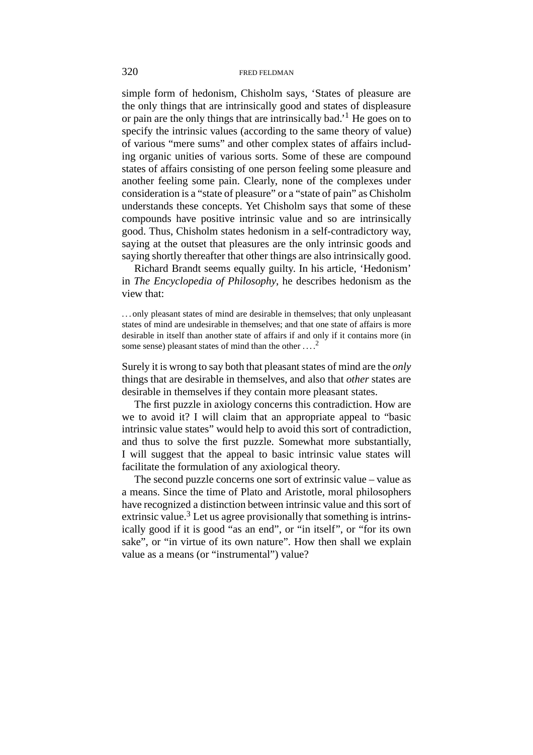simple form of hedonism, Chisholm says, 'States of pleasure are the only things that are intrinsically good and states of displeasure or pain are the only things that are intrinsically bad.'[1] He goes on to specify the intrinsic values (according to the same theory of value) of various "mere sums" and other complex states of affairs including organic unities of various sorts. Some of these are compound states of affairs consisting of one person feeling some pleasure and another feeling some pain. Clearly, none of the complexes under consideration is a "state of pleasure" or a "state of pain" as Chisholm understands these concepts. Yet Chisholm says that some of these compounds have positive intrinsic value and so are intrinsically good. Thus, Chisholm states hedonism in a self-contradictory way, saying at the outset that pleasures are the only intrinsic goods and saying shortly thereafter that other things are also intrinsically good.

Richard Brandt seems equally guilty. In his article, 'Hedonism' in *The Encyclopedia of Philosophy*, he describes hedonism as the view that:

> ... only pleasant states of mind are desirable in themselves; that only unpleasant states of mind are undesirable in themselves; and that one state of affairs is more desirable in itself than another state of affairs if and only if it contains more (in some sense) pleasant states of mind than the other ....[2]

Surely it is wrong to say both that pleasant states of mind are the *only* things that are desirable in themselves, and also that *other* states are desirable in themselves if they contain more pleasant states.

The first puzzle in axiology concerns this contradiction. How are we to avoid it? I will claim that an appropriate appeal to "basic intrinsic value states" would help to avoid this sort of contradiction, and thus to solve the first puzzle. Somewhat more substantially, I will suggest that the appeal to basic intrinsic value states will facilitate the formulation of any axiological theory.

The second puzzle concerns one sort of extrinsic value – value as a means. Since the time of Plato and Aristotle, moral philosophers have recognized a distinction between intrinsic value and this sort of extrinsic value.[3] Let us agree provisionally that something is intrinsically good if it is good "as an end", or "in itself", or "for its own sake", or "in virtue of its own nature". How then shall we explain value as a means (or "instrumental") value?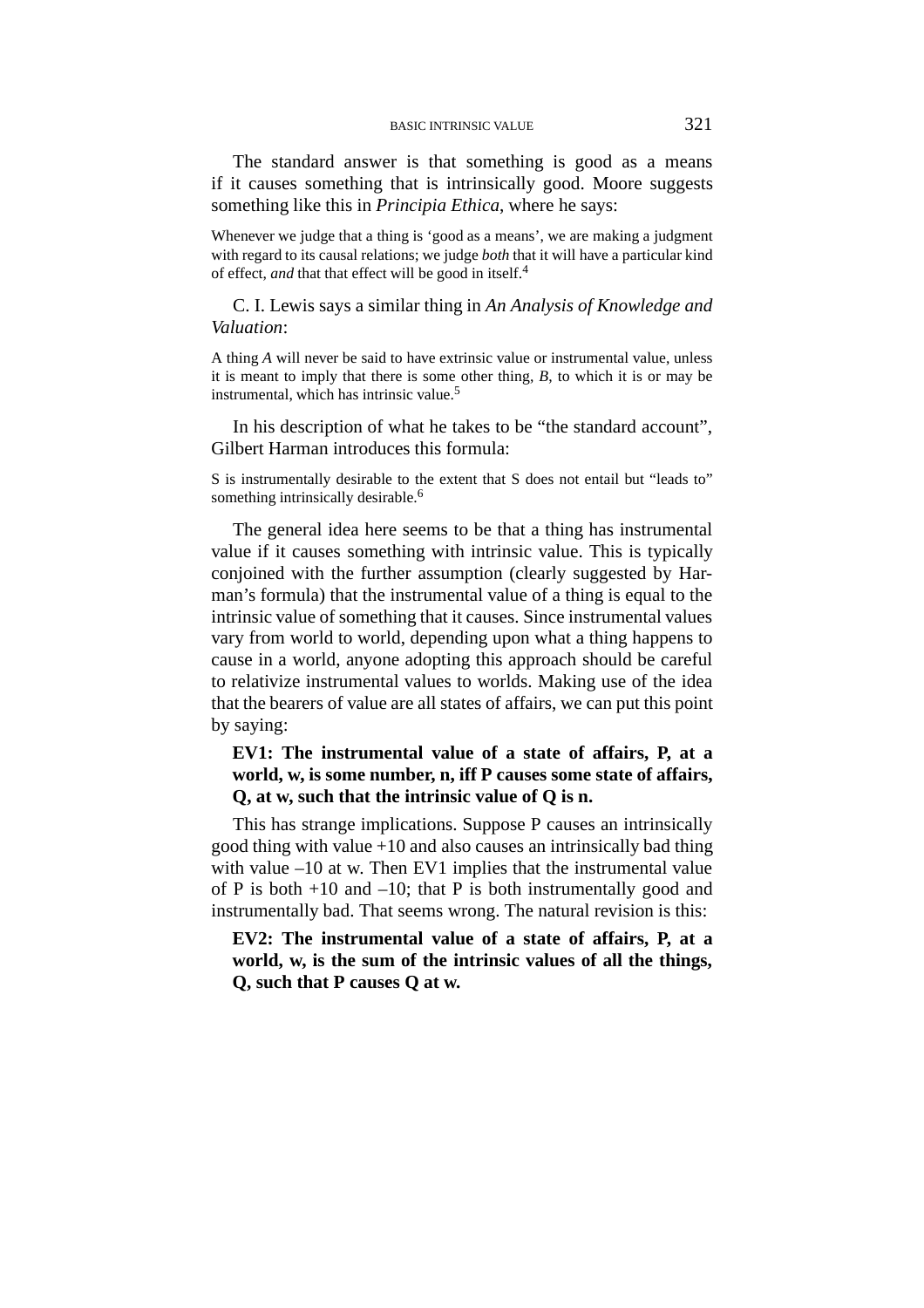The standard answer is that something is good as a means if it causes something that is intrinsically good. Moore suggests something like this in *Principia Ethica*, where he says:

> Whenever we judge that a thing is 'good as a means', we are making a judgment with regard to its causal relations; we judge *both* that it will have a particular kind of effect, *and* that that effect will be good in itself.[4]

C. I. Lewis says a similar thing in *An Analysis of Knowledge and Valuation*:

> A thing *A* will never be said to have extrinsic value or instrumental value, unless it is meant to imply that there is some other thing, *B*, to which it is or may be instrumental, which has intrinsic value.[5]

In his description of what he takes to be "the standard account", Gilbert Harman introduces this formula:

> S is instrumentally desirable to the extent that S does not entail but "leads to" something intrinsically desirable.[6]

The general idea here seems to be that a thing has instrumental value if it causes something with intrinsic value. This is typically conjoined with the further assumption (clearly suggested by Harman's formula) that the instrumental value of a thing is equal to the intrinsic value of something that it causes. Since instrumental values vary from world to world, depending upon what a thing happens to cause in a world, anyone adopting this approach should be careful to relativize instrumental values to worlds. Making use of the idea that the bearers of value are all states of affairs, we can put this point by saying:

> **EV1: The instrumental value of a state of affairs, P, at a world, w, is some number, n, iff P causes some state of affairs, Q, at w, such that the intrinsic value of Q is n.**

This has strange implications. Suppose P causes an intrinsically good thing with value +10 and also causes an intrinsically bad thing with value –10 at w. Then EV1 implies that the instrumental value of P is both +10 and –10; that P is both instrumentally good and instrumentally bad. That seems wrong. The natural revision is this:

> **EV2: The instrumental value of a state of affairs, P, at a world, w, is the sum of the intrinsic values of all the things, Q, such that P causes Q at w.**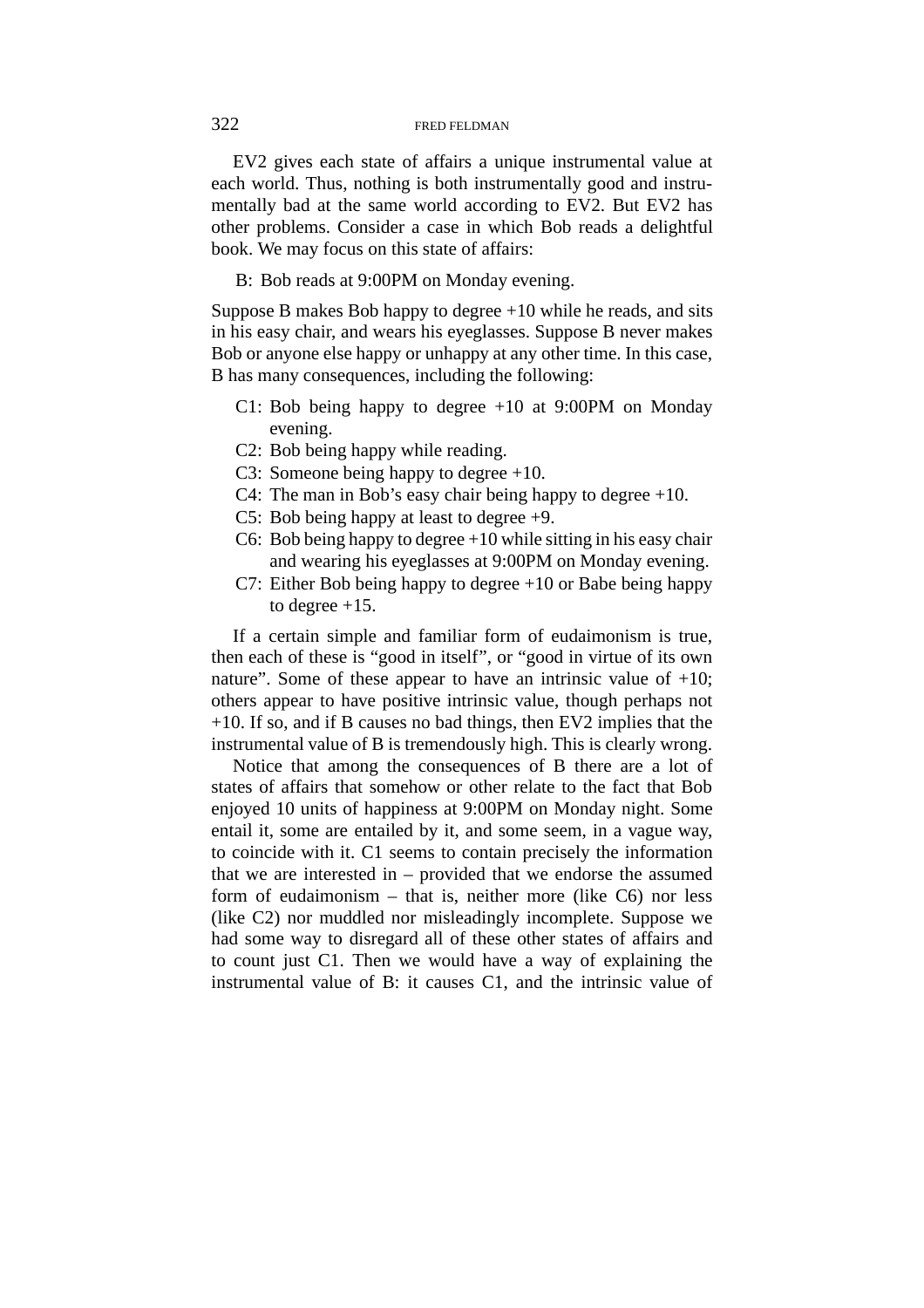EV2 gives each state of affairs a unique instrumental value at each world. Thus, nothing is both instrumentally good and instrumentally bad at the same world according to EV2. But EV2 has other problems. Consider a case in which Bob reads a delightful book. We may focus on this state of affairs:

B: Bob reads at 9:00PM on Monday evening.

Suppose B makes Bob happy to degree +10 while he reads, and sits in his easy chair, and wears his eyeglasses. Suppose B never makes Bob or anyone else happy or unhappy at any other time. In this case, B has many consequences, including the following:

- C1: Bob being happy to degree +10 at 9:00PM on Monday evening.
- C2: Bob being happy while reading.
- C3: Someone being happy to degree +10.
- C4: The man in Bob's easy chair being happy to degree +10.
- C5: Bob being happy at least to degree +9.
- C6: Bob being happy to degree +10 while sitting in his easy chair and wearing his eyeglasses at 9:00PM on Monday evening.
- C7: Either Bob being happy to degree +10 or Babe being happy to degree +15.

If a certain simple and familiar form of eudaimonism is true, then each of these is "good in itself", or "good in virtue of its own nature". Some of these appear to have an intrinsic value of +10; others appear to have positive intrinsic value, though perhaps not +10. If so, and if B causes no bad things, then EV2 implies that the instrumental value of B is tremendously high. This is clearly wrong.

Notice that among the consequences of B there are a lot of states of affairs that somehow or other relate to the fact that Bob enjoyed 10 units of happiness at 9:00PM on Monday night. Some entail it, some are entailed by it, and some seem, in a vague way, to coincide with it. C1 seems to contain precisely the information that we are interested in – provided that we endorse the assumed form of eudaimonism – that is, neither more (like C6) nor less (like C2) nor muddled nor misleadingly incomplete. Suppose we had some way to disregard all of these other states of affairs and to count just C1. Then we would have a way of explaining the instrumental value of B: it causes C1, and the intrinsic value of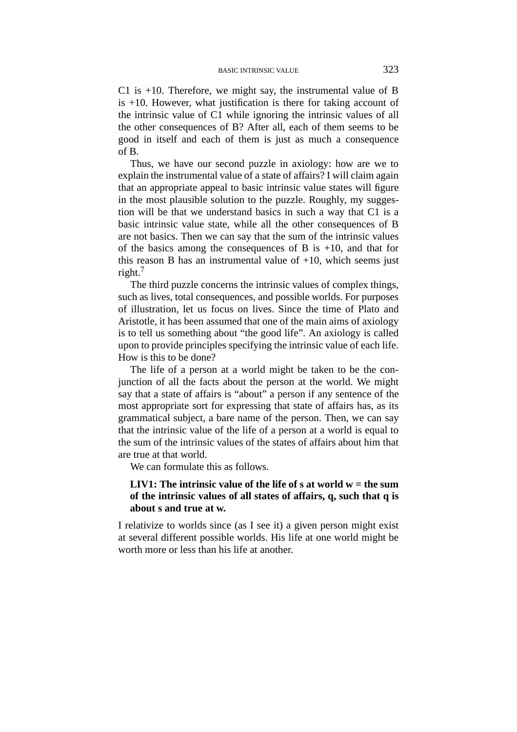C1 is +10. Therefore, we might say, the instrumental value of B is +10. However, what justification is there for taking account of the intrinsic value of C1 while ignoring the intrinsic values of all the other consequences of B? After all, each of them seems to be good in itself and each of them is just as much a consequence of B.

Thus, we have our second puzzle in axiology: how are we to explain the instrumental value of a state of affairs? I will claim again that an appropriate appeal to basic intrinsic value states will figure in the most plausible solution to the puzzle. Roughly, my suggestion will be that we understand basics in such a way that C1 is a basic intrinsic value state, while all the other consequences of B are not basics. Then we can say that the sum of the intrinsic values of the basics among the consequences of B is +10, and that for this reason B has an instrumental value of +10, which seems just right.[7]

The third puzzle concerns the intrinsic values of complex things, such as lives, total consequences, and possible worlds. For purposes of illustration, let us focus on lives. Since the time of Plato and Aristotle, it has been assumed that one of the main aims of axiology is to tell us something about "the good life". An axiology is called upon to provide principles specifying the intrinsic value of each life. How is this to be done?

The life of a person at a world might be taken to be the conjunction of all the facts about the person at the world. We might say that a state of affairs is "about" a person if any sentence of the most appropriate sort for expressing that state of affairs has, as its grammatical subject, a bare name of the person. Then, we can say that the intrinsic value of the life of a person at a world is equal to the sum of the intrinsic values of the states of affairs about him that are true at that world.

We can formulate this as follows.

> **LIV1: The intrinsic value of the life of s at world w = the sum of the intrinsic values of all states of affairs, q, such that q is about s and true at w.**

I relativize to worlds since (as I see it) a given person might exist at several different possible worlds. His life at one world might be worth more or less than his life at another.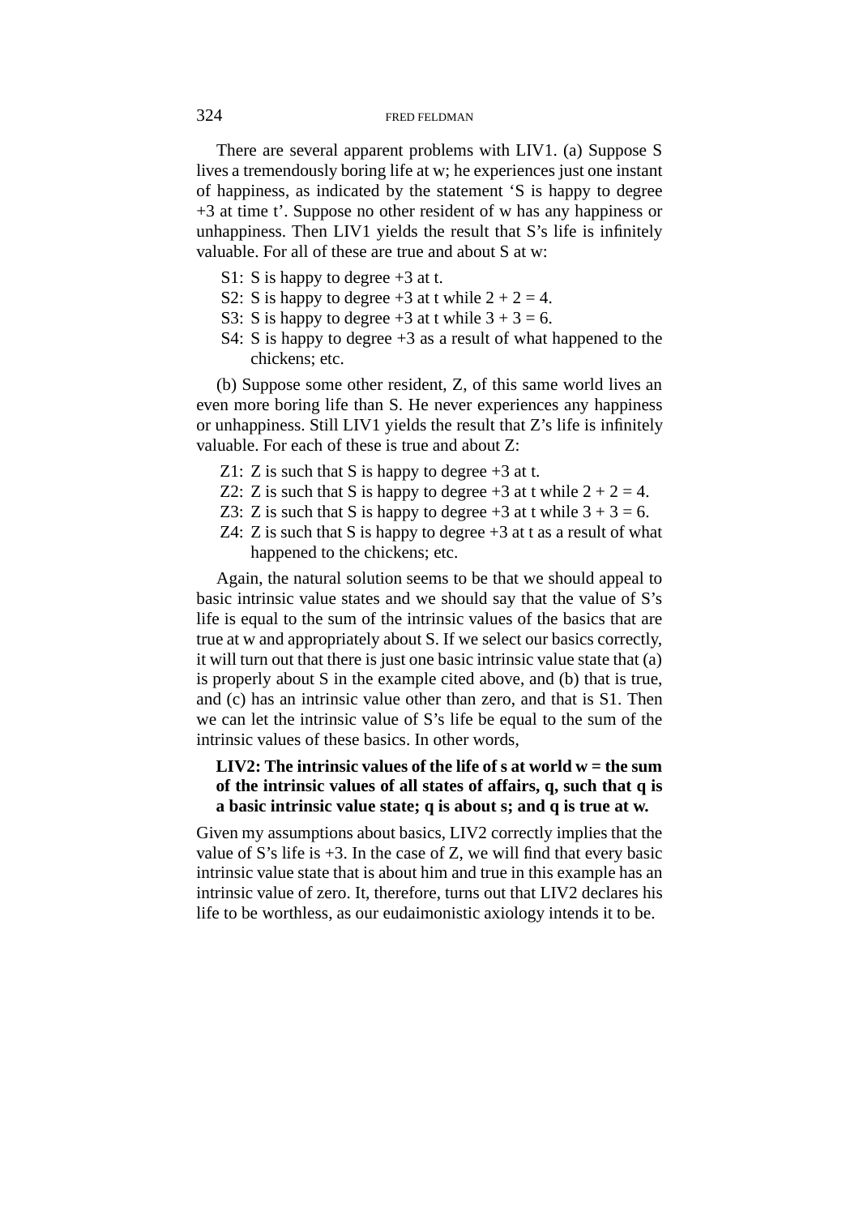There are several apparent problems with LIV1. (a) Suppose S lives a tremendously boring life at w; he experiences just one instant of happiness, as indicated by the statement 'S is happy to degree +3 at time t'. Suppose no other resident of w has any happiness or unhappiness. Then LIV1 yields the result that S's life is infinitely valuable. For all of these are true and about S at w:

S1: S is happy to degree +3 at t.
S2: S is happy to degree +3 at t while 2 + 2 = 4.
S3: S is happy to degree +3 at t while 3 + 3 = 6.
S4: S is happy to degree +3 as a result of what happened to the chickens; etc.

(b) Suppose some other resident, Z, of this same world lives an even more boring life than S. He never experiences any happiness or unhappiness. Still LIV1 yields the result that Z's life is infinitely valuable. For each of these is true and about Z:

Z1: Z is such that S is happy to degree +3 at t.
Z2: Z is such that S is happy to degree +3 at t while 2 + 2 = 4.
Z3: Z is such that S is happy to degree +3 at t while 3 + 3 = 6.
Z4: Z is such that S is happy to degree +3 at t as a result of what happened to the chickens; etc.

Again, the natural solution seems to be that we should appeal to basic intrinsic value states and we should say that the value of S's life is equal to the sum of the intrinsic values of the basics that are true at w and appropriately about S. If we select our basics correctly, it will turn out that there is just one basic intrinsic value state that (a) is properly about S in the example cited above, and (b) that is true, and (c) has an intrinsic value other than zero, and that is S1. Then we can let the intrinsic value of S's life be equal to the sum of the intrinsic values of these basics. In other words,

**LIV2: The intrinsic values of the life of s at world w = the sum of the intrinsic values of all states of affairs, q, such that q is a basic intrinsic value state; q is about s; and q is true at w.**

Given my assumptions about basics, LIV2 correctly implies that the value of S's life is +3. In the case of Z, we will find that every basic intrinsic value state that is about him and true in this example has an intrinsic value of zero. It, therefore, turns out that LIV2 declares his life to be worthless, as our eudaimonistic axiology intends it to be.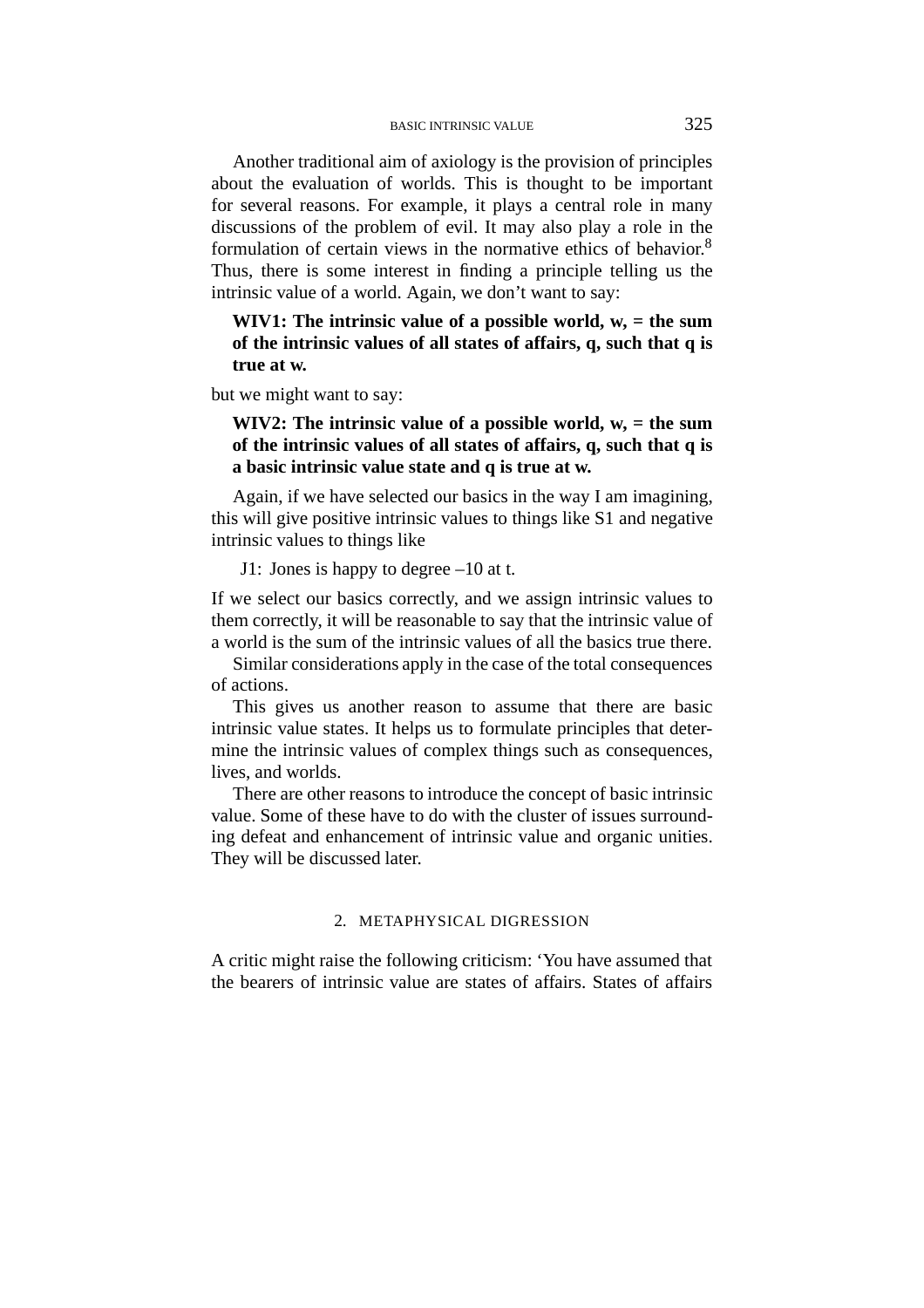Another traditional aim of axiology is the provision of principles about the evaluation of worlds. This is thought to be important for several reasons. For example, it plays a central role in many discussions of the problem of evil. It may also play a role in the formulation of certain views in the normative ethics of behavior.[8] Thus, there is some interest in finding a principle telling us the intrinsic value of a world. Again, we don't want to say:

**WIV1: The intrinsic value of a possible world, w, = the sum of the intrinsic values of all states of affairs, q, such that q is true at w.**

but we might want to say:

**WIV2: The intrinsic value of a possible world, w, = the sum of the intrinsic values of all states of affairs, q, such that q is a basic intrinsic value state and q is true at w.**

Again, if we have selected our basics in the way I am imagining, this will give positive intrinsic values to things like S1 and negative intrinsic values to things like

J1: Jones is happy to degree –10 at t.

If we select our basics correctly, and we assign intrinsic values to them correctly, it will be reasonable to say that the intrinsic value of a world is the sum of the intrinsic values of all the basics true there.

Similar considerations apply in the case of the total consequences of actions.

This gives us another reason to assume that there are basic intrinsic value states. It helps us to formulate principles that determine the intrinsic values of complex things such as consequences, lives, and worlds.

There are other reasons to introduce the concept of basic intrinsic value. Some of these have to do with the cluster of issues surrounding defeat and enhancement of intrinsic value and organic unities. They will be discussed later.

## 2. METAPHYSICAL DIGRESSION

A critic might raise the following criticism: 'You have assumed that the bearers of intrinsic value are states of affairs. States of affairs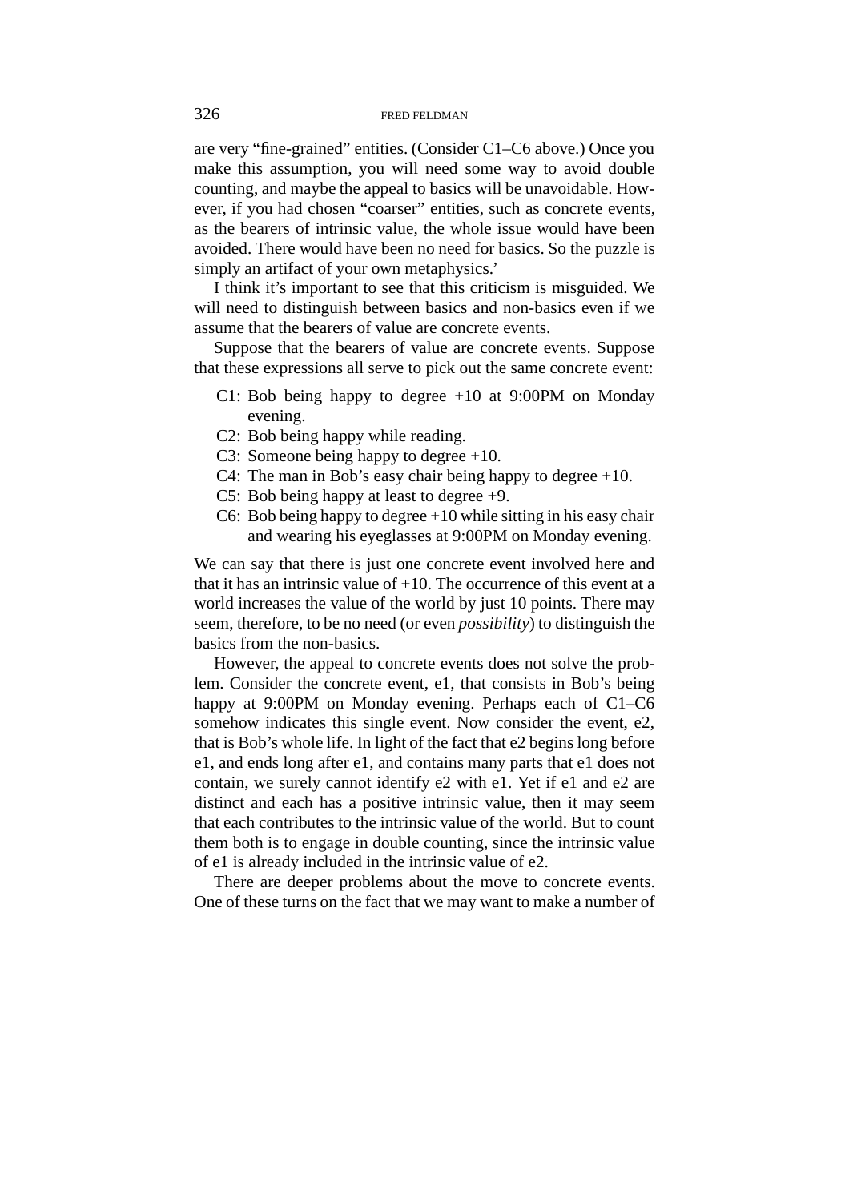are very "fine-grained" entities. (Consider C1–C6 above.) Once you make this assumption, you will need some way to avoid double counting, and maybe the appeal to basics will be unavoidable. However, if you had chosen "coarser" entities, such as concrete events, as the bearers of intrinsic value, the whole issue would have been avoided. There would have been no need for basics. So the puzzle is simply an artifact of your own metaphysics.'

I think it's important to see that this criticism is misguided. We will need to distinguish between basics and non-basics even if we assume that the bearers of value are concrete events.

Suppose that the bearers of value are concrete events. Suppose that these expressions all serve to pick out the same concrete event:

- C1: Bob being happy to degree +10 at 9:00PM on Monday evening.
- C2: Bob being happy while reading.
- C3: Someone being happy to degree +10.
- C4: The man in Bob's easy chair being happy to degree +10.
- C5: Bob being happy at least to degree +9.
- C6: Bob being happy to degree +10 while sitting in his easy chair and wearing his eyeglasses at 9:00PM on Monday evening.

We can say that there is just one concrete event involved here and that it has an intrinsic value of +10. The occurrence of this event at a world increases the value of the world by just 10 points. There may seem, therefore, to be no need (or even *possibility*) to distinguish the basics from the non-basics.

However, the appeal to concrete events does not solve the problem. Consider the concrete event, e1, that consists in Bob's being happy at 9:00PM on Monday evening. Perhaps each of C1–C6 somehow indicates this single event. Now consider the event, e2, that is Bob's whole life. In light of the fact that e2 begins long before e1, and ends long after e1, and contains many parts that e1 does not contain, we surely cannot identify e2 with e1. Yet if e1 and e2 are distinct and each has a positive intrinsic value, then it may seem that each contributes to the intrinsic value of the world. But to count them both is to engage in double counting, since the intrinsic value of e1 is already included in the intrinsic value of e2.

There are deeper problems about the move to concrete events. One of these turns on the fact that we may want to make a number of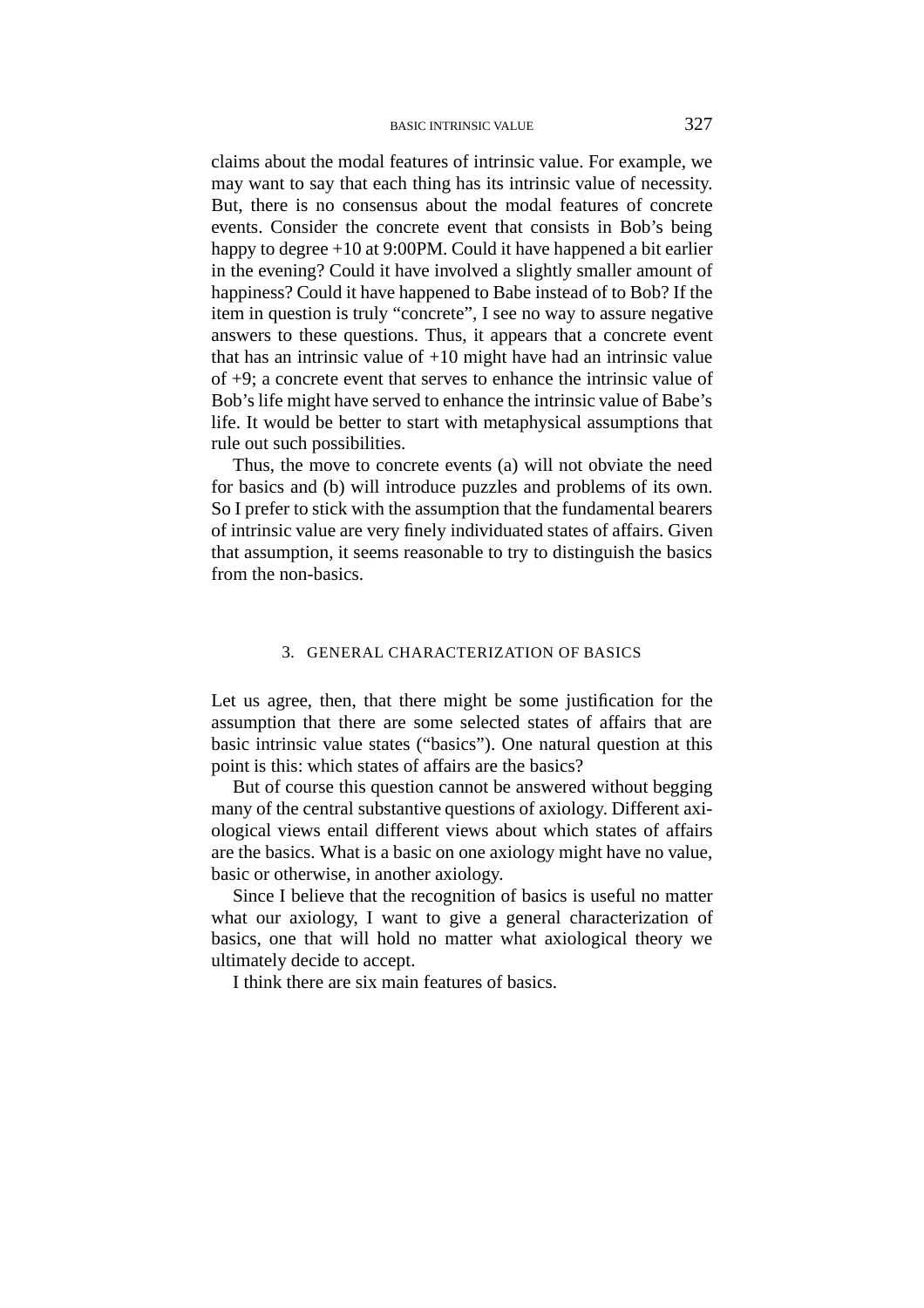claims about the modal features of intrinsic value. For example, we may want to say that each thing has its intrinsic value of necessity. But, there is no consensus about the modal features of concrete events. Consider the concrete event that consists in Bob's being happy to degree +10 at 9:00PM. Could it have happened a bit earlier in the evening? Could it have involved a slightly smaller amount of happiness? Could it have happened to Babe instead of to Bob? If the item in question is truly "concrete", I see no way to assure negative answers to these questions. Thus, it appears that a concrete event that has an intrinsic value of +10 might have had an intrinsic value of +9; a concrete event that serves to enhance the intrinsic value of Bob's life might have served to enhance the intrinsic value of Babe's life. It would be better to start with metaphysical assumptions that rule out such possibilities.

Thus, the move to concrete events (a) will not obviate the need for basics and (b) will introduce puzzles and problems of its own. So I prefer to stick with the assumption that the fundamental bearers of intrinsic value are very finely individuated states of affairs. Given that assumption, it seems reasonable to try to distinguish the basics from the non-basics.

## 3. GENERAL CHARACTERIZATION OF BASICS

Let us agree, then, that there might be some justification for the assumption that there are some selected states of affairs that are basic intrinsic value states ("basics"). One natural question at this point is this: which states of affairs are the basics?

But of course this question cannot be answered without begging many of the central substantive questions of axiology. Different axiological views entail different views about which states of affairs are the basics. What is a basic on one axiology might have no value, basic or otherwise, in another axiology.

Since I believe that the recognition of basics is useful no matter what our axiology, I want to give a general characterization of basics, one that will hold no matter what axiological theory we ultimately decide to accept.

I think there are six main features of basics.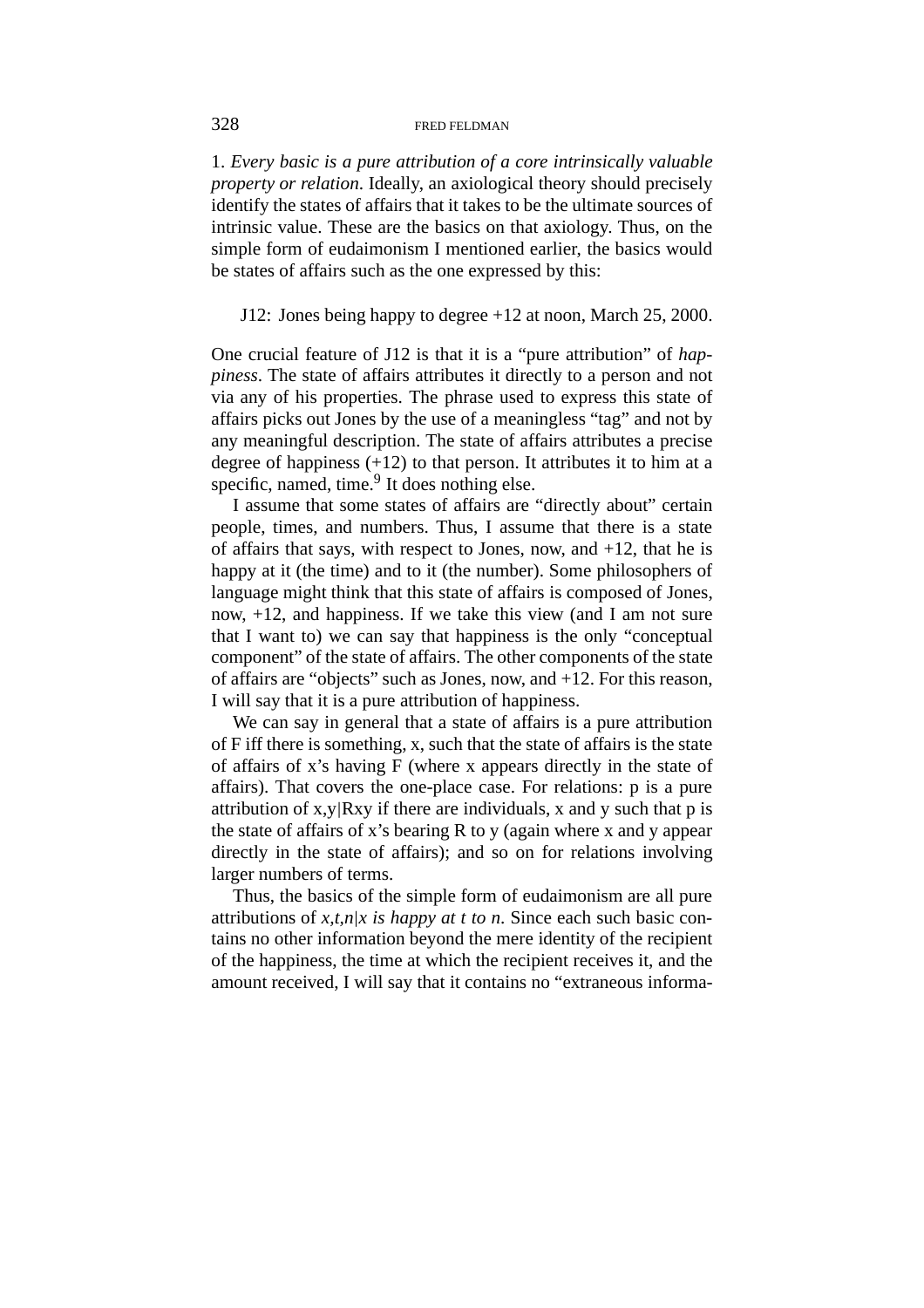1. *Every basic is a pure attribution of a core intrinsically valuable property or relation*. Ideally, an axiological theory should precisely identify the states of affairs that it takes to be the ultimate sources of intrinsic value. These are the basics on that axiology. Thus, on the simple form of eudaimonism I mentioned earlier, the basics would be states of affairs such as the one expressed by this:

J12: Jones being happy to degree +12 at noon, March 25, 2000.

One crucial feature of J12 is that it is a "pure attribution" of *happiness*. The state of affairs attributes it directly to a person and not via any of his properties. The phrase used to express this state of affairs picks out Jones by the use of a meaningless "tag" and not by any meaningful description. The state of affairs attributes a precise degree of happiness (+12) to that person. It attributes it to him at a specific, named, time.[9] It does nothing else.

I assume that some states of affairs are "directly about" certain people, times, and numbers. Thus, I assume that there is a state of affairs that says, with respect to Jones, now, and +12, that he is happy at it (the time) and to it (the number). Some philosophers of language might think that this state of affairs is composed of Jones, now, +12, and happiness. If we take this view (and I am not sure that I want to) we can say that happiness is the only "conceptual component" of the state of affairs. The other components of the state of affairs are "objects" such as Jones, now, and +12. For this reason, I will say that it is a pure attribution of happiness.

We can say in general that a state of affairs is a pure attribution of F iff there is something, x, such that the state of affairs is the state of affairs of x's having F (where x appears directly in the state of affairs). That covers the one-place case. For relations: p is a pure attribution of x,y|Rxy if there are individuals, x and y such that p is the state of affairs of x's bearing R to y (again where x and y appear directly in the state of affairs); and so on for relations involving larger numbers of terms.

Thus, the basics of the simple form of eudaimonism are all pure attributions of *x,t,n|x is happy at t to n*. Since each such basic contains no other information beyond the mere identity of the recipient of the happiness, the time at which the recipient receives it, and the amount received, I will say that it contains no "extraneous informa-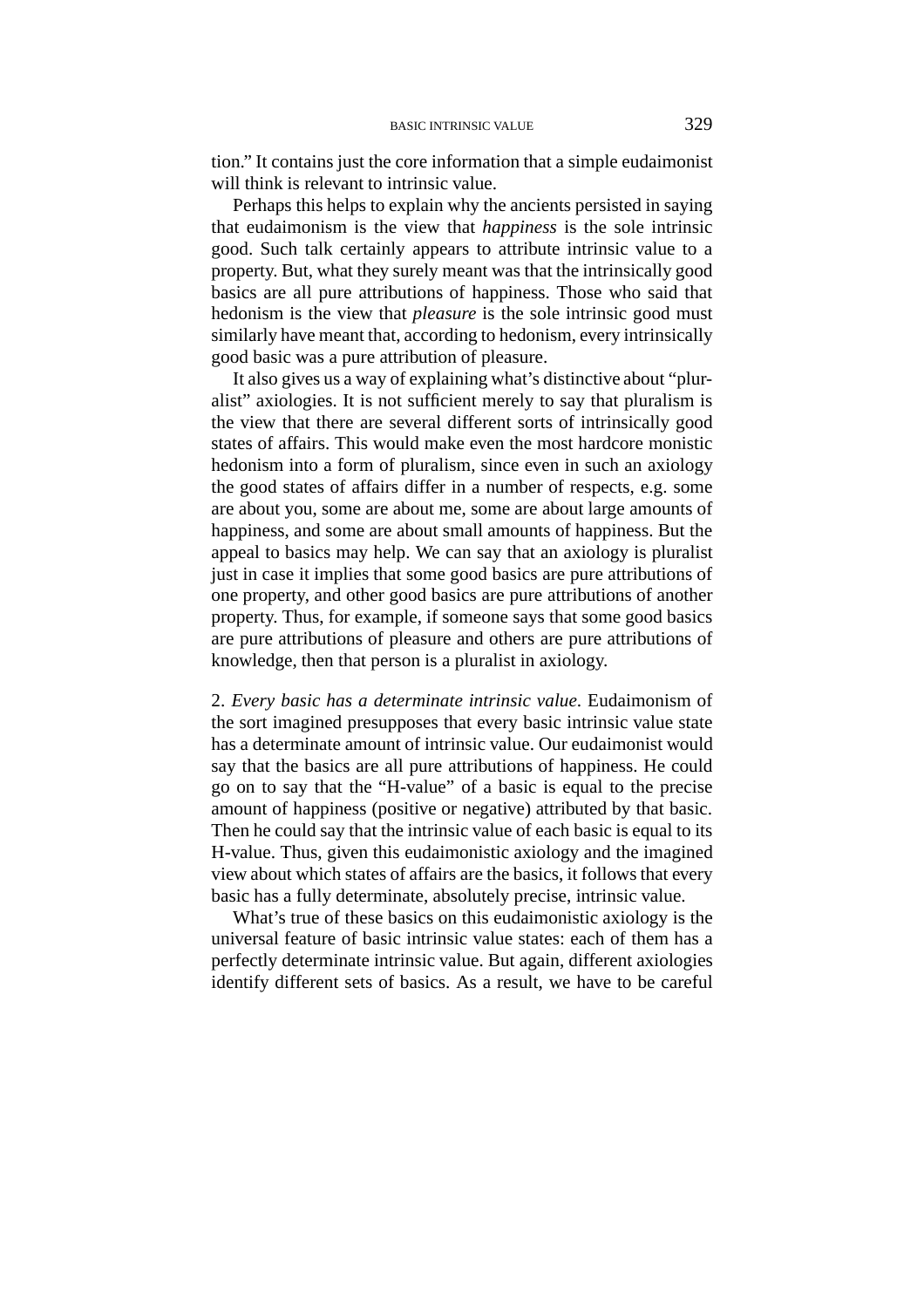tion." It contains just the core information that a simple eudaimonist will think is relevant to intrinsic value.

Perhaps this helps to explain why the ancients persisted in saying that eudaimonism is the view that *happiness* is the sole intrinsic good. Such talk certainly appears to attribute intrinsic value to a property. But, what they surely meant was that the intrinsically good basics are all pure attributions of happiness. Those who said that hedonism is the view that *pleasure* is the sole intrinsic good must similarly have meant that, according to hedonism, every intrinsically good basic was a pure attribution of pleasure.

It also gives us a way of explaining what's distinctive about "pluralist" axiologies. It is not sufficient merely to say that pluralism is the view that there are several different sorts of intrinsically good states of affairs. This would make even the most hardcore monistic hedonism into a form of pluralism, since even in such an axiology the good states of affairs differ in a number of respects, e.g. some are about you, some are about me, some are about large amounts of happiness, and some are about small amounts of happiness. But the appeal to basics may help. We can say that an axiology is pluralist just in case it implies that some good basics are pure attributions of one property, and other good basics are pure attributions of another property. Thus, for example, if someone says that some good basics are pure attributions of pleasure and others are pure attributions of knowledge, then that person is a pluralist in axiology.

2. *Every basic has a determinate intrinsic value.* Eudaimonism of the sort imagined presupposes that every basic intrinsic value state has a determinate amount of intrinsic value. Our eudaimonist would say that the basics are all pure attributions of happiness. He could go on to say that the "H-value" of a basic is equal to the precise amount of happiness (positive or negative) attributed by that basic. Then he could say that the intrinsic value of each basic is equal to its H-value. Thus, given this eudaimonistic axiology and the imagined view about which states of affairs are the basics, it follows that every basic has a fully determinate, absolutely precise, intrinsic value.

What's true of these basics on this eudaimonistic axiology is the universal feature of basic intrinsic value states: each of them has a perfectly determinate intrinsic value. But again, different axiologies identify different sets of basics. As a result, we have to be careful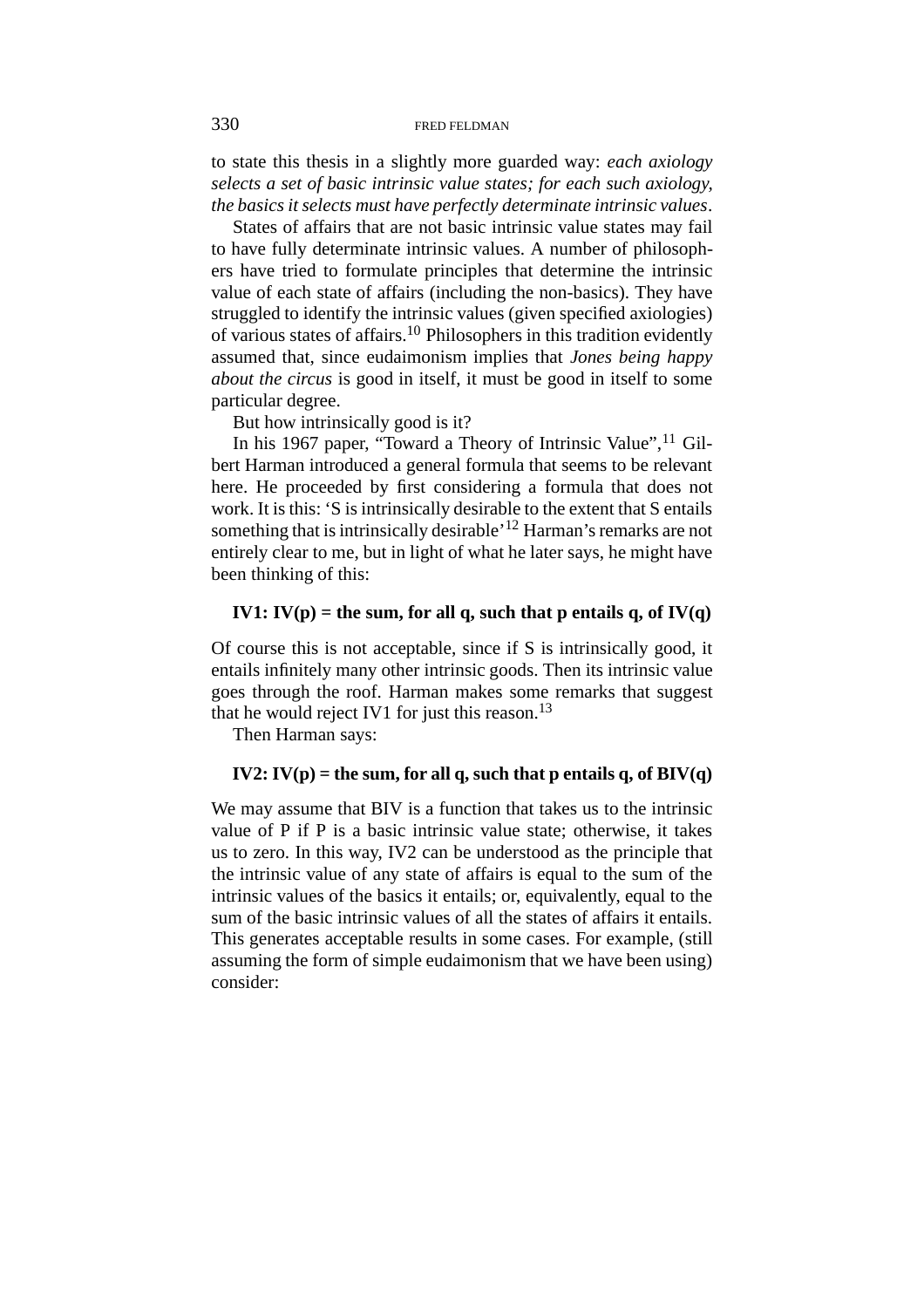to state this thesis in a slightly more guarded way: *each axiology selects a set of basic intrinsic value states; for each such axiology, the basics it selects must have perfectly determinate intrinsic values*.

States of affairs that are not basic intrinsic value states may fail to have fully determinate intrinsic values. A number of philosophers have tried to formulate principles that determine the intrinsic value of each state of affairs (including the non-basics). They have struggled to identify the intrinsic values (given specified axiologies) of various states of affairs.[10] Philosophers in this tradition evidently assumed that, since eudaimonism implies that *Jones being happy about the circus* is good in itself, it must be good in itself to some particular degree.

But how intrinsically good is it?

In his 1967 paper, "Toward a Theory of Intrinsic Value",[11] Gilbert Harman introduced a general formula that seems to be relevant here. He proceeded by first considering a formula that does not work. It is this: 'S is intrinsically desirable to the extent that S entails something that is intrinsically desirable'[12] Harman's remarks are not entirely clear to me, but in light of what he later says, he might have been thinking of this:

**IV1: IV(p) = the sum, for all q, such that p entails q, of IV(q)**

Of course this is not acceptable, since if S is intrinsically good, it entails infinitely many other intrinsic goods. Then its intrinsic value goes through the roof. Harman makes some remarks that suggest that he would reject IV1 for just this reason.[13]

Then Harman says:

**IV2: IV(p) = the sum, for all q, such that p entails q, of BIV(q)**

We may assume that BIV is a function that takes us to the intrinsic value of P if P is a basic intrinsic value state; otherwise, it takes us to zero. In this way, IV2 can be understood as the principle that the intrinsic value of any state of affairs is equal to the sum of the intrinsic values of the basics it entails; or, equivalently, equal to the sum of the basic intrinsic values of all the states of affairs it entails. This generates acceptable results in some cases. For example, (still assuming the form of simple eudaimonism that we have been using) consider: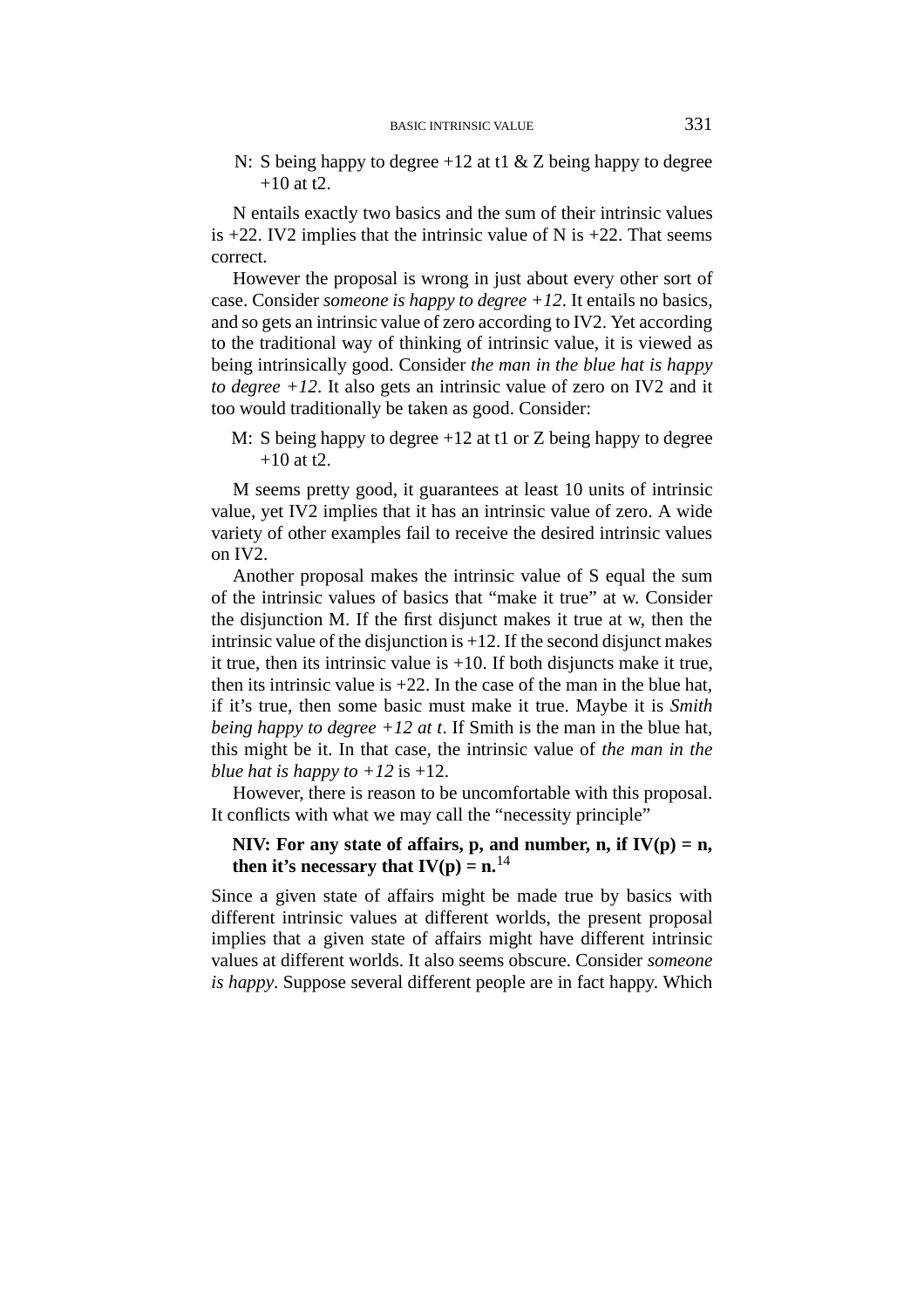N: S being happy to degree +12 at t1 & Z being happy to degree +10 at t2.

N entails exactly two basics and the sum of their intrinsic values is +22. IV2 implies that the intrinsic value of N is +22. That seems correct.

However the proposal is wrong in just about every other sort of case. Consider *someone is happy to degree +12*. It entails no basics, and so gets an intrinsic value of zero according to IV2. Yet according to the traditional way of thinking of intrinsic value, it is viewed as being intrinsically good. Consider *the man in the blue hat is happy to degree +12*. It also gets an intrinsic value of zero on IV2 and it too would traditionally be taken as good. Consider:

M: S being happy to degree +12 at t1 or Z being happy to degree +10 at t2.

M seems pretty good, it guarantees at least 10 units of intrinsic value, yet IV2 implies that it has an intrinsic value of zero. A wide variety of other examples fail to receive the desired intrinsic values on IV2.

Another proposal makes the intrinsic value of S equal the sum of the intrinsic values of basics that "make it true" at w. Consider the disjunction M. If the first disjunct makes it true at w, then the intrinsic value of the disjunction is +12. If the second disjunct makes it true, then its intrinsic value is +10. If both disjuncts make it true, then its intrinsic value is +22. In the case of the man in the blue hat, if it's true, then some basic must make it true. Maybe it is *Smith being happy to degree +12 at t*. If Smith is the man in the blue hat, this might be it. In that case, the intrinsic value of *the man in the blue hat is happy to +12* is +12.

However, there is reason to be uncomfortable with this proposal. It conflicts with what we may call the "necessity principle"

**NIV: For any state of affairs, p, and number, n, if IV(p) = n, then it's necessary that IV(p) = n.**[14]

Since a given state of affairs might be made true by basics with different intrinsic values at different worlds, the present proposal implies that a given state of affairs might have different intrinsic values at different worlds. It also seems obscure. Consider *someone is happy*. Suppose several different people are in fact happy. Which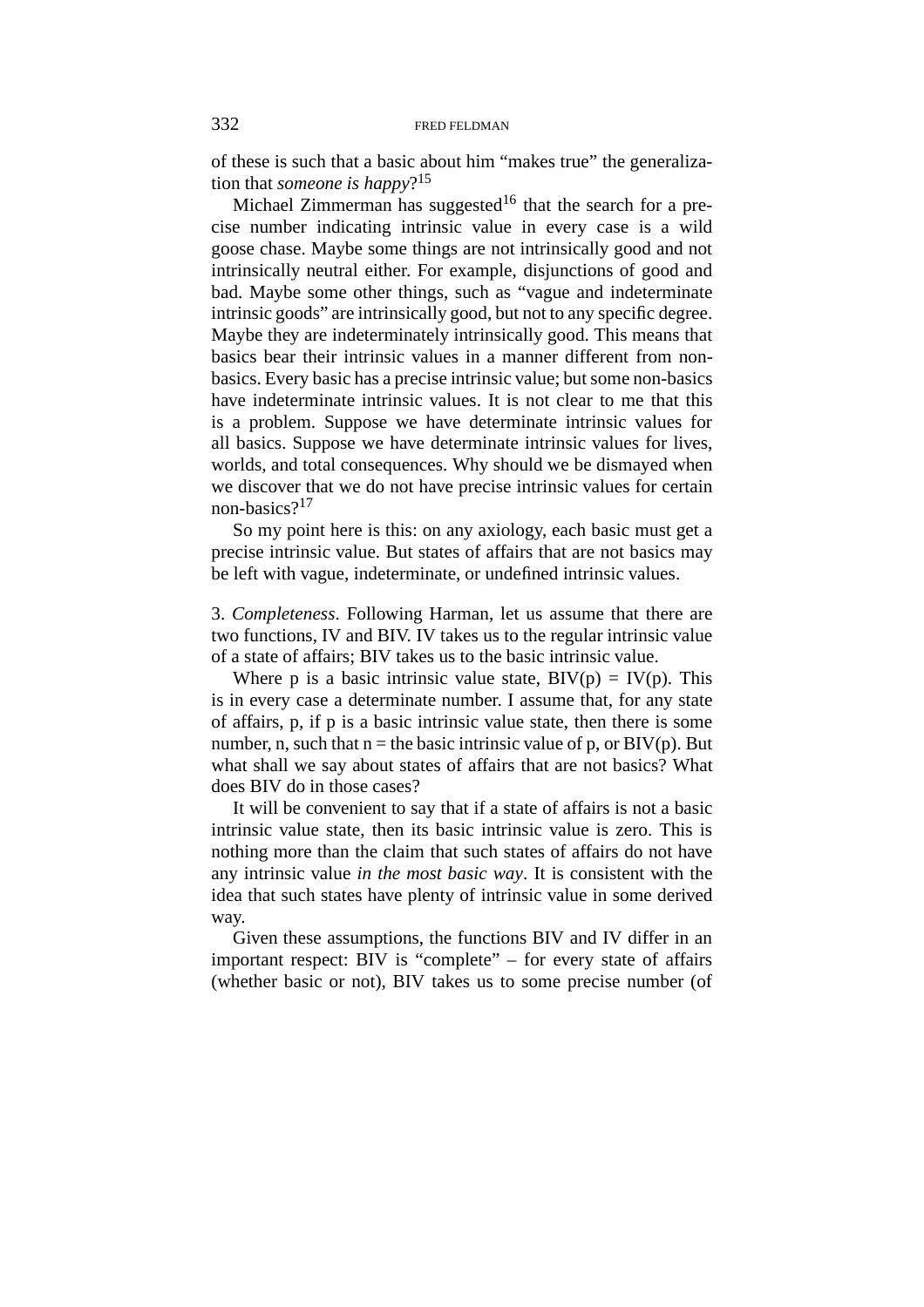of these is such that a basic about him "makes true" the generalization that *someone is happy*?[15]

Michael Zimmerman has suggested[16] that the search for a precise number indicating intrinsic value in every case is a wild goose chase. Maybe some things are not intrinsically good and not intrinsically neutral either. For example, disjunctions of good and bad. Maybe some other things, such as "vague and indeterminate intrinsic goods" are intrinsically good, but not to any specific degree. Maybe they are indeterminately intrinsically good. This means that basics bear their intrinsic values in a manner different from non-basics. Every basic has a precise intrinsic value; but some non-basics have indeterminate intrinsic values. It is not clear to me that this is a problem. Suppose we have determinate intrinsic values for all basics. Suppose we have determinate intrinsic values for lives, worlds, and total consequences. Why should we be dismayed when we discover that we do not have precise intrinsic values for certain non-basics?[17]

So my point here is this: on any axiology, each basic must get a precise intrinsic value. But states of affairs that are not basics may be left with vague, indeterminate, or undefined intrinsic values.

3. *Completeness*. Following Harman, let us assume that there are two functions, IV and BIV. IV takes us to the regular intrinsic value of a state of affairs; BIV takes us to the basic intrinsic value.

Where p is a basic intrinsic value state, BIV(p) = IV(p). This is in every case a determinate number. I assume that, for any state of affairs, p, if p is a basic intrinsic value state, then there is some number, n, such that n = the basic intrinsic value of p, or BIV(p). But what shall we say about states of affairs that are not basics? What does BIV do in those cases?

It will be convenient to say that if a state of affairs is not a basic intrinsic value state, then its basic intrinsic value is zero. This is nothing more than the claim that such states of affairs do not have any intrinsic value *in the most basic way*. It is consistent with the idea that such states have plenty of intrinsic value in some derived way.

Given these assumptions, the functions BIV and IV differ in an important respect: BIV is "complete" – for every state of affairs (whether basic or not), BIV takes us to some precise number (of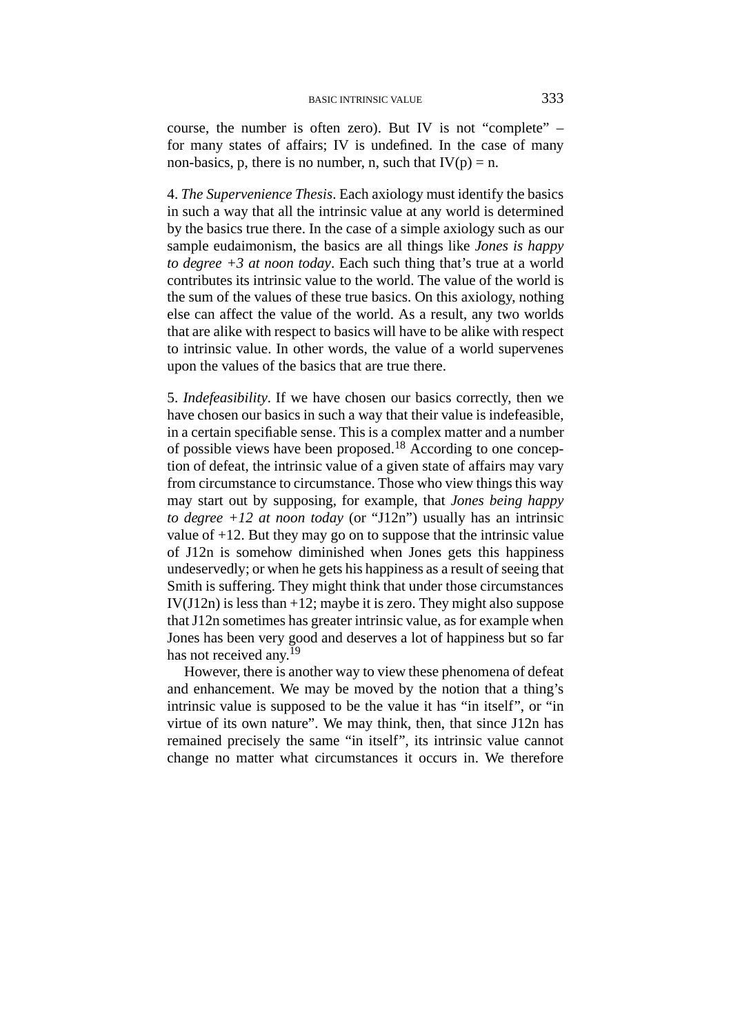course, the number is often zero). But IV is not "complete" – for many states of affairs; IV is undefined. In the case of many non-basics, p, there is no number, n, such that IV(p) = n.

4. *The Supervenience Thesis*. Each axiology must identify the basics in such a way that all the intrinsic value at any world is determined by the basics true there. In the case of a simple axiology such as our sample eudaimonism, the basics are all things like *Jones is happy to degree +3 at noon today*. Each such thing that's true at a world contributes its intrinsic value to the world. The value of the world is the sum of the values of these true basics. On this axiology, nothing else can affect the value of the world. As a result, any two worlds that are alike with respect to basics will have to be alike with respect to intrinsic value. In other words, the value of a world supervenes upon the values of the basics that are true there.

5. *Indefeasibility*. If we have chosen our basics correctly, then we have chosen our basics in such a way that their value is indefeasible, in a certain specifiable sense. This is a complex matter and a number of possible views have been proposed.[18] According to one conception of defeat, the intrinsic value of a given state of affairs may vary from circumstance to circumstance. Those who view things this way may start out by supposing, for example, that *Jones being happy to degree +12 at noon today* (or "J12n") usually has an intrinsic value of +12. But they may go on to suppose that the intrinsic value of J12n is somehow diminished when Jones gets this happiness undeservedly; or when he gets his happiness as a result of seeing that Smith is suffering. They might think that under those circumstances IV(J12n) is less than +12; maybe it is zero. They might also suppose that J12n sometimes has greater intrinsic value, as for example when Jones has been very good and deserves a lot of happiness but so far has not received any.[19]

However, there is another way to view these phenomena of defeat and enhancement. We may be moved by the notion that a thing's intrinsic value is supposed to be the value it has "in itself", or "in virtue of its own nature". We may think, then, that since J12n has remained precisely the same "in itself", its intrinsic value cannot change no matter what circumstances it occurs in. We therefore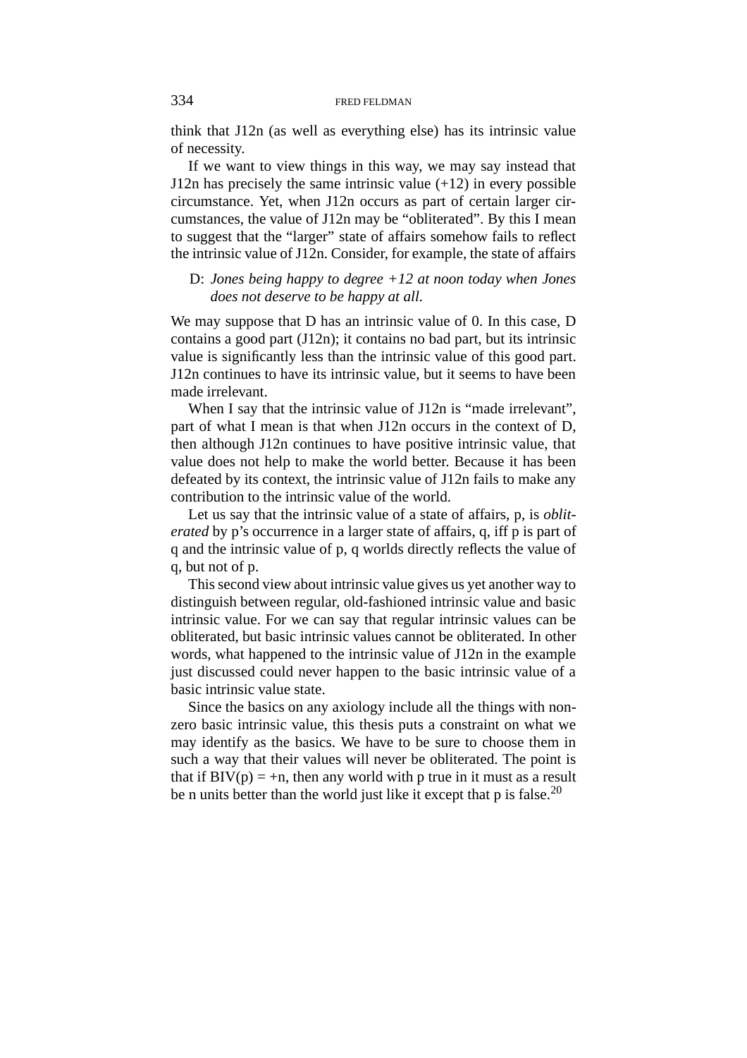think that J12n (as well as everything else) has its intrinsic value of necessity.

If we want to view things in this way, we may say instead that J12n has precisely the same intrinsic value (+12) in every possible circumstance. Yet, when J12n occurs as part of certain larger circumstances, the value of J12n may be "obliterated". By this I mean to suggest that the "larger" state of affairs somehow fails to reflect the intrinsic value of J12n. Consider, for example, the state of affairs

> D: *Jones being happy to degree +12 at noon today when Jones does not deserve to be happy at all.*

We may suppose that D has an intrinsic value of 0. In this case, D contains a good part (J12n); it contains no bad part, but its intrinsic value is significantly less than the intrinsic value of this good part. J12n continues to have its intrinsic value, but it seems to have been made irrelevant.

When I say that the intrinsic value of J12n is "made irrelevant", part of what I mean is that when J12n occurs in the context of D, then although J12n continues to have positive intrinsic value, that value does not help to make the world better. Because it has been defeated by its context, the intrinsic value of J12n fails to make any contribution to the intrinsic value of the world.

Let us say that the intrinsic value of a state of affairs, p, is *obliterated* by p's occurrence in a larger state of affairs, q, iff p is part of q and the intrinsic value of p, q worlds directly reflects the value of q, but not of p.

This second view about intrinsic value gives us yet another way to distinguish between regular, old-fashioned intrinsic value and basic intrinsic value. For we can say that regular intrinsic values can be obliterated, but basic intrinsic values cannot be obliterated. In other words, what happened to the intrinsic value of J12n in the example just discussed could never happen to the basic intrinsic value of a basic intrinsic value state.

Since the basics on any axiology include all the things with non-zero basic intrinsic value, this thesis puts a constraint on what we may identify as the basics. We have to be sure to choose them in such a way that their values will never be obliterated. The point is that if BIV(p) = +n, then any world with p true in it must as a result be n units better than the world just like it except that p is false.[20]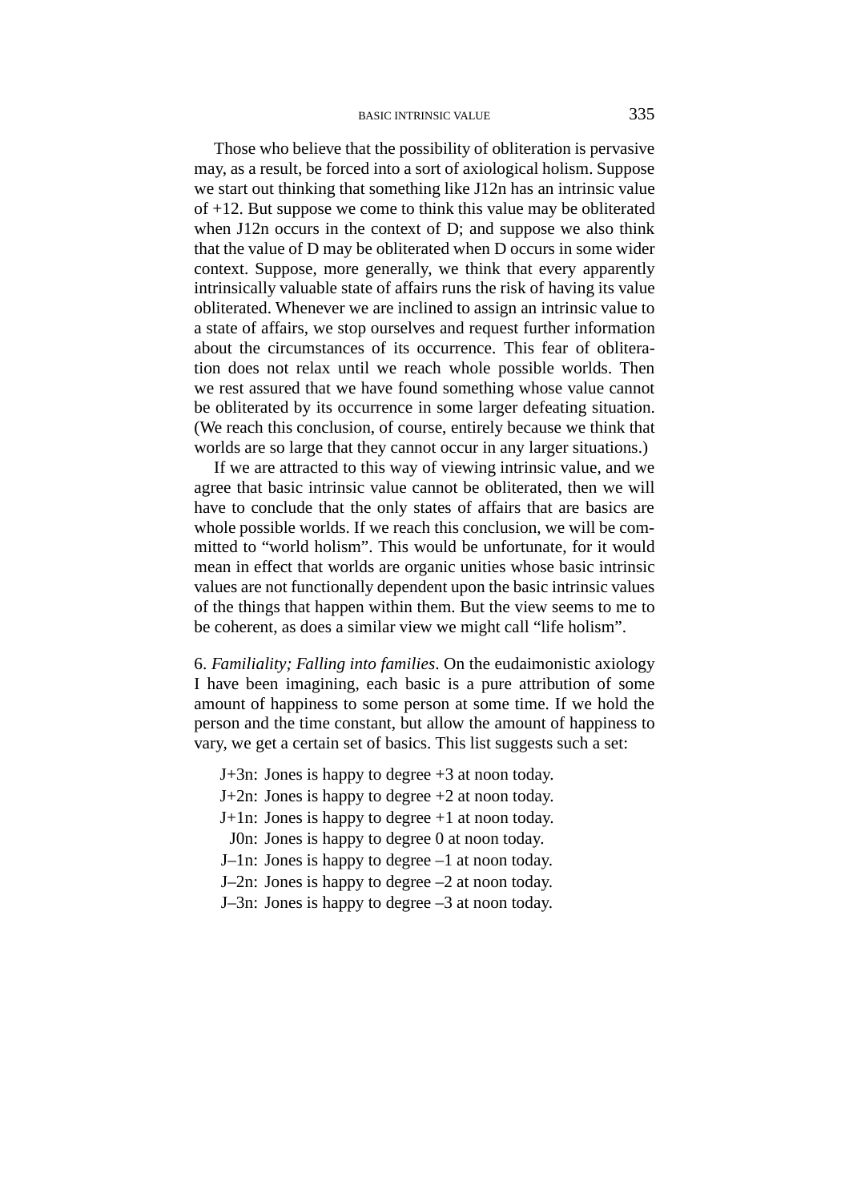Those who believe that the possibility of obliteration is pervasive may, as a result, be forced into a sort of axiological holism. Suppose we start out thinking that something like J12n has an intrinsic value of +12. But suppose we come to think this value may be obliterated when J12n occurs in the context of D; and suppose we also think that the value of D may be obliterated when D occurs in some wider context. Suppose, more generally, we think that every apparently intrinsically valuable state of affairs runs the risk of having its value obliterated. Whenever we are inclined to assign an intrinsic value to a state of affairs, we stop ourselves and request further information about the circumstances of its occurrence. This fear of obliteration does not relax until we reach whole possible worlds. Then we rest assured that we have found something whose value cannot be obliterated by its occurrence in some larger defeating situation. (We reach this conclusion, of course, entirely because we think that worlds are so large that they cannot occur in any larger situations.)

If we are attracted to this way of viewing intrinsic value, and we agree that basic intrinsic value cannot be obliterated, then we will have to conclude that the only states of affairs that are basics are whole possible worlds. If we reach this conclusion, we will be committed to "world holism". This would be unfortunate, for it would mean in effect that worlds are organic unities whose basic intrinsic values are not functionally dependent upon the basic intrinsic values of the things that happen within them. But the view seems to me to be coherent, as does a similar view we might call "life holism".

6. *Familiality; Falling into families*. On the eudaimonistic axiology I have been imagining, each basic is a pure attribution of some amount of happiness to some person at some time. If we hold the person and the time constant, but allow the amount of happiness to vary, we get a certain set of basics. This list suggests such a set:

J+3n: Jones is happy to degree +3 at noon today.
J+2n: Jones is happy to degree +2 at noon today.
J+1n: Jones is happy to degree +1 at noon today.
J0n: Jones is happy to degree 0 at noon today.
J–1n: Jones is happy to degree –1 at noon today.
J–2n: Jones is happy to degree –2 at noon today.
J–3n: Jones is happy to degree –3 at noon today.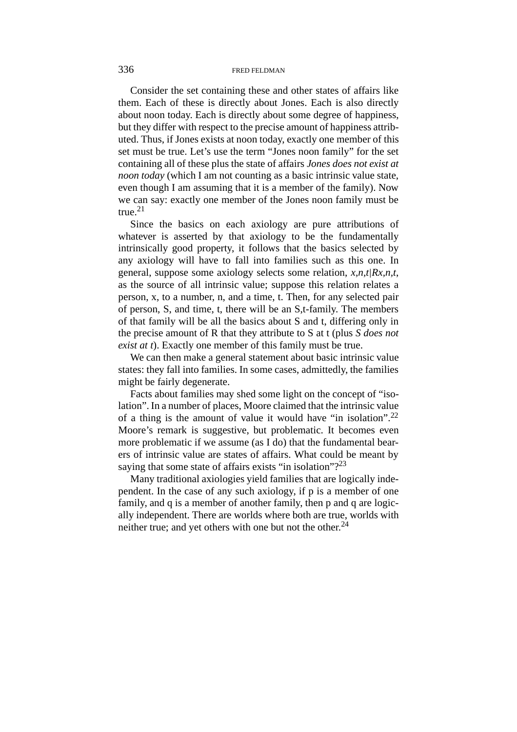Consider the set containing these and other states of affairs like them. Each of these is directly about Jones. Each is also directly about noon today. Each is directly about some degree of happiness, but they differ with respect to the precise amount of happiness attributed. Thus, if Jones exists at noon today, exactly one member of this set must be true. Let's use the term "Jones noon family" for the set containing all of these plus the state of affairs *Jones does not exist at noon today* (which I am not counting as a basic intrinsic value state, even though I am assuming that it is a member of the family). Now we can say: exactly one member of the Jones noon family must be true.[21]

Since the basics on each axiology are pure attributions of whatever is asserted by that axiology to be the fundamentally intrinsically good property, it follows that the basics selected by any axiology will have to fall into families such as this one. In general, suppose some axiology selects some relation, *x,n,t|Rx,n,t*, as the source of all intrinsic value; suppose this relation relates a person, x, to a number, n, and a time, t. Then, for any selected pair of person, S, and time, t, there will be an S,t-family. The members of that family will be all the basics about S and t, differing only in the precise amount of R that they attribute to S at t (plus *S does not exist at t*). Exactly one member of this family must be true.

We can then make a general statement about basic intrinsic value states: they fall into families. In some cases, admittedly, the families might be fairly degenerate.

Facts about families may shed some light on the concept of "isolation". In a number of places, Moore claimed that the intrinsic value of a thing is the amount of value it would have "in isolation".[22] Moore's remark is suggestive, but problematic. It becomes even more problematic if we assume (as I do) that the fundamental bearers of intrinsic value are states of affairs. What could be meant by saying that some state of affairs exists "in isolation"?[23]

Many traditional axiologies yield families that are logically independent. In the case of any such axiology, if p is a member of one family, and q is a member of another family, then p and q are logically independent. There are worlds where both are true, worlds with neither true; and yet others with one but not the other.[24]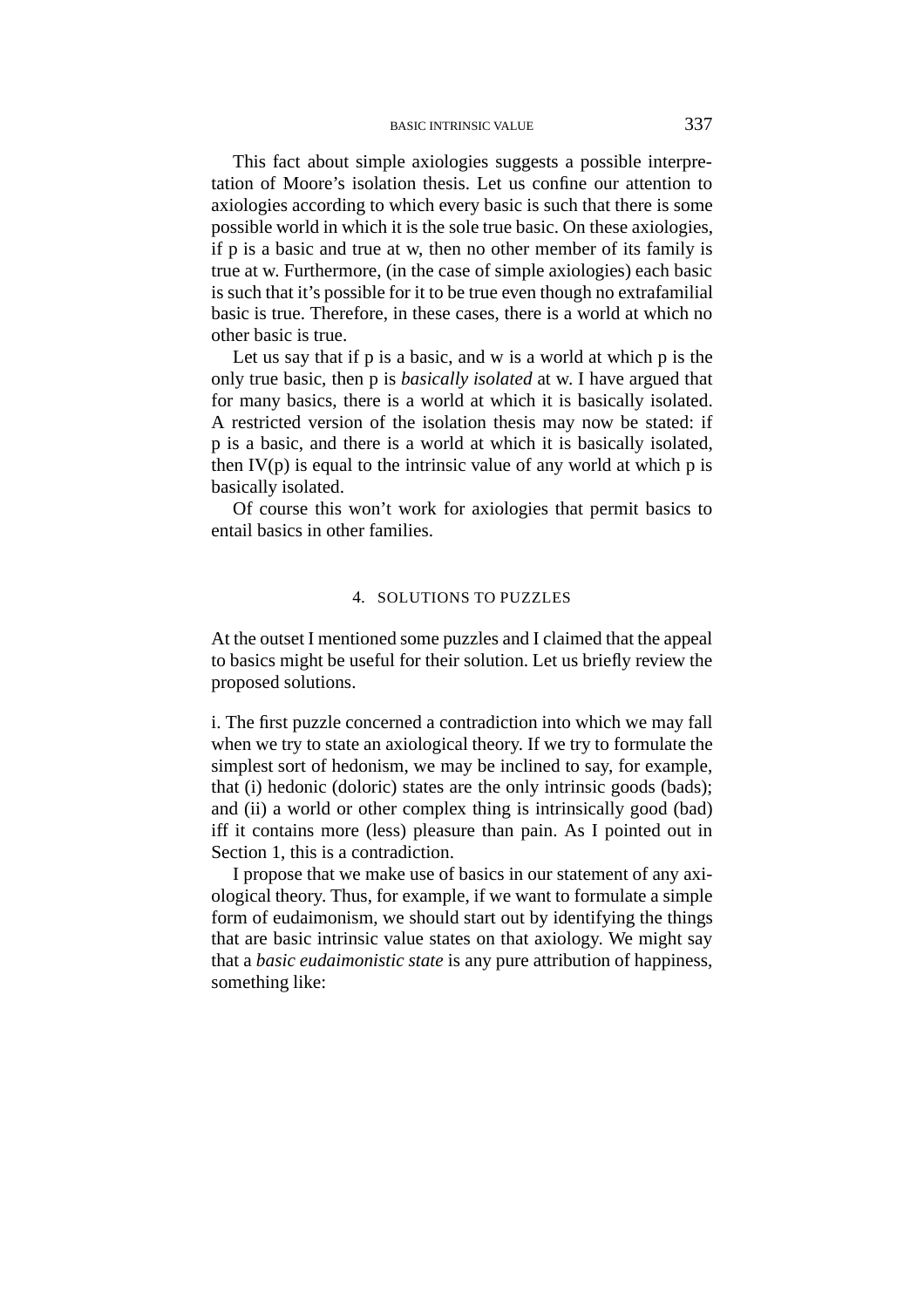This fact about simple axiologies suggests a possible interpretation of Moore's isolation thesis. Let us confine our attention to axiologies according to which every basic is such that there is some possible world in which it is the sole true basic. On these axiologies, if p is a basic and true at w, then no other member of its family is true at w. Furthermore, (in the case of simple axiologies) each basic is such that it's possible for it to be true even though no extrafamilial basic is true. Therefore, in these cases, there is a world at which no other basic is true.

Let us say that if p is a basic, and w is a world at which p is the only true basic, then p is *basically isolated* at w. I have argued that for many basics, there is a world at which it is basically isolated. A restricted version of the isolation thesis may now be stated: if p is a basic, and there is a world at which it is basically isolated, then IV(p) is equal to the intrinsic value of any world at which p is basically isolated.

Of course this won't work for axiologies that permit basics to entail basics in other families.

## 4. SOLUTIONS TO PUZZLES

At the outset I mentioned some puzzles and I claimed that the appeal to basics might be useful for their solution. Let us briefly review the proposed solutions.

i. The first puzzle concerned a contradiction into which we may fall when we try to state an axiological theory. If we try to formulate the simplest sort of hedonism, we may be inclined to say, for example, that (i) hedonic (doloric) states are the only intrinsic goods (bads); and (ii) a world or other complex thing is intrinsically good (bad) iff it contains more (less) pleasure than pain. As I pointed out in Section 1, this is a contradiction.

I propose that we make use of basics in our statement of any axiological theory. Thus, for example, if we want to formulate a simple form of eudaimonism, we should start out by identifying the things that are basic intrinsic value states on that axiology. We might say that a *basic eudaimonistic state* is any pure attribution of happiness, something like: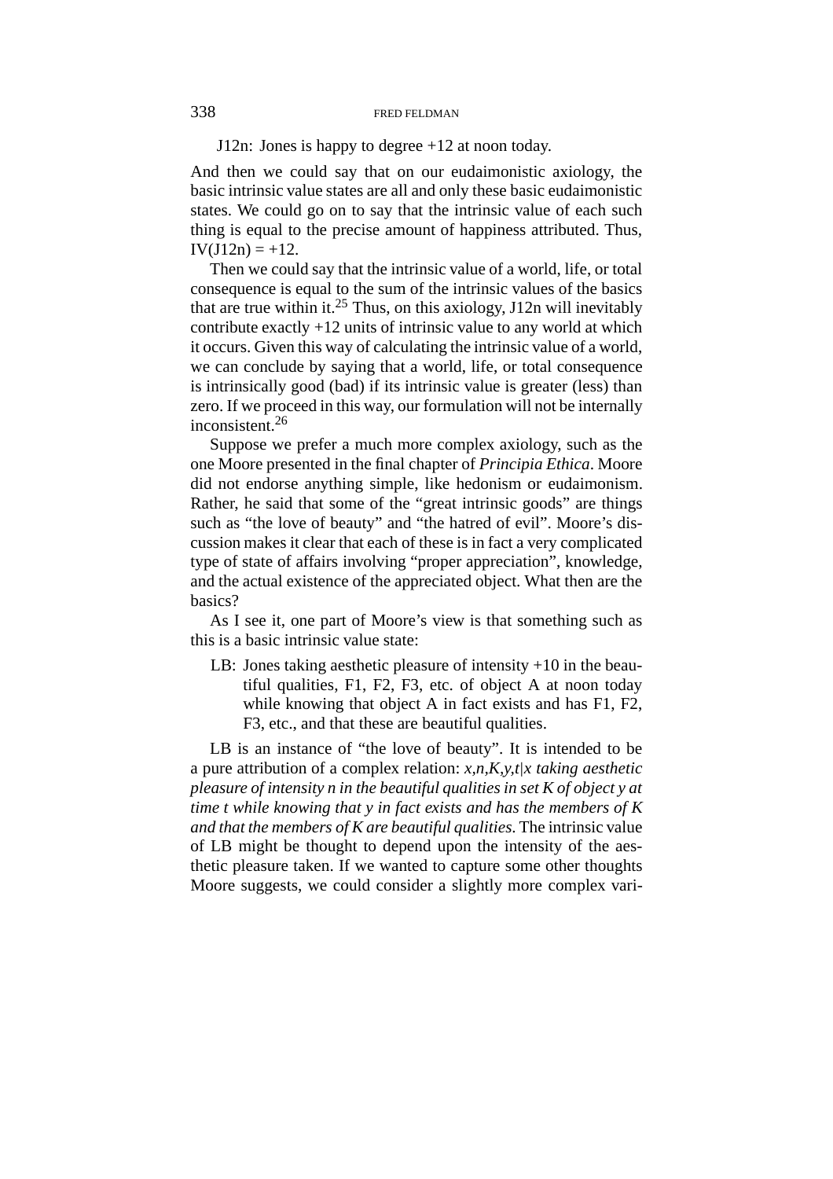J12n: Jones is happy to degree +12 at noon today.

And then we could say that on our eudaimonistic axiology, the basic intrinsic value states are all and only these basic eudaimonistic states. We could go on to say that the intrinsic value of each such thing is equal to the precise amount of happiness attributed. Thus, IV(J12n) = +12.

Then we could say that the intrinsic value of a world, life, or total consequence is equal to the sum of the intrinsic values of the basics that are true within it.[25] Thus, on this axiology, J12n will inevitably contribute exactly +12 units of intrinsic value to any world at which it occurs. Given this way of calculating the intrinsic value of a world, we can conclude by saying that a world, life, or total consequence is intrinsically good (bad) if its intrinsic value is greater (less) than zero. If we proceed in this way, our formulation will not be internally inconsistent.[26]

Suppose we prefer a much more complex axiology, such as the one Moore presented in the final chapter of *Principia Ethica*. Moore did not endorse anything simple, like hedonism or eudaimonism. Rather, he said that some of the "great intrinsic goods" are things such as "the love of beauty" and "the hatred of evil". Moore's discussion makes it clear that each of these is in fact a very complicated type of state of affairs involving "proper appreciation", knowledge, and the actual existence of the appreciated object. What then are the basics?

As I see it, one part of Moore's view is that something such as this is a basic intrinsic value state:

LB: Jones taking aesthetic pleasure of intensity +10 in the beautiful qualities, F1, F2, F3, etc. of object A at noon today while knowing that object A in fact exists and has F1, F2, F3, etc., and that these are beautiful qualities.

LB is an instance of "the love of beauty". It is intended to be a pure attribution of a complex relation: *x,n,K,y,t|x taking aesthetic pleasure of intensity n in the beautiful qualities in set K of object y at time t while knowing that y in fact exists and has the members of K and that the members of K are beautiful qualities*. The intrinsic value of LB might be thought to depend upon the intensity of the aesthetic pleasure taken. If we wanted to capture some other thoughts Moore suggests, we could consider a slightly more complex vari-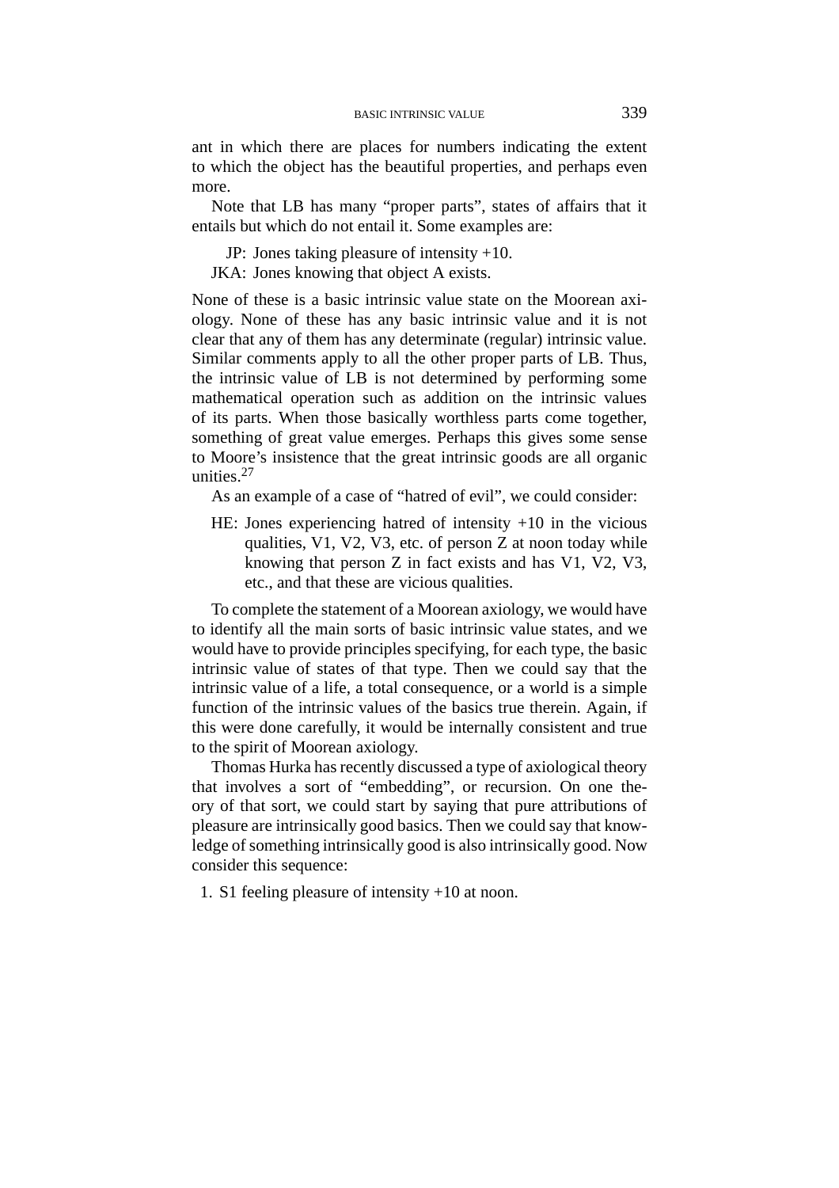ant in which there are places for numbers indicating the extent to which the object has the beautiful properties, and perhaps even more.

Note that LB has many "proper parts", states of affairs that it entails but which do not entail it. Some examples are:

JP: Jones taking pleasure of intensity +10.
JKA: Jones knowing that object A exists.

None of these is a basic intrinsic value state on the Moorean axiology. None of these has any basic intrinsic value and it is not clear that any of them has any determinate (regular) intrinsic value. Similar comments apply to all the other proper parts of LB. Thus, the intrinsic value of LB is not determined by performing some mathematical operation such as addition on the intrinsic values of its parts. When those basically worthless parts come together, something of great value emerges. Perhaps this gives some sense to Moore's insistence that the great intrinsic goods are all organic unities.[27]

As an example of a case of "hatred of evil", we could consider:

HE: Jones experiencing hatred of intensity +10 in the vicious qualities, V1, V2, V3, etc. of person Z at noon today while knowing that person Z in fact exists and has V1, V2, V3, etc., and that these are vicious qualities.

To complete the statement of a Moorean axiology, we would have to identify all the main sorts of basic intrinsic value states, and we would have to provide principles specifying, for each type, the basic intrinsic value of states of that type. Then we could say that the intrinsic value of a life, a total consequence, or a world is a simple function of the intrinsic values of the basics true therein. Again, if this were done carefully, it would be internally consistent and true to the spirit of Moorean axiology.

Thomas Hurka has recently discussed a type of axiological theory that involves a sort of "embedding", or recursion. On one theory of that sort, we could start by saying that pure attributions of pleasure are intrinsically good basics. Then we could say that knowledge of something intrinsically good is also intrinsically good. Now consider this sequence:

1. S1 feeling pleasure of intensity +10 at noon.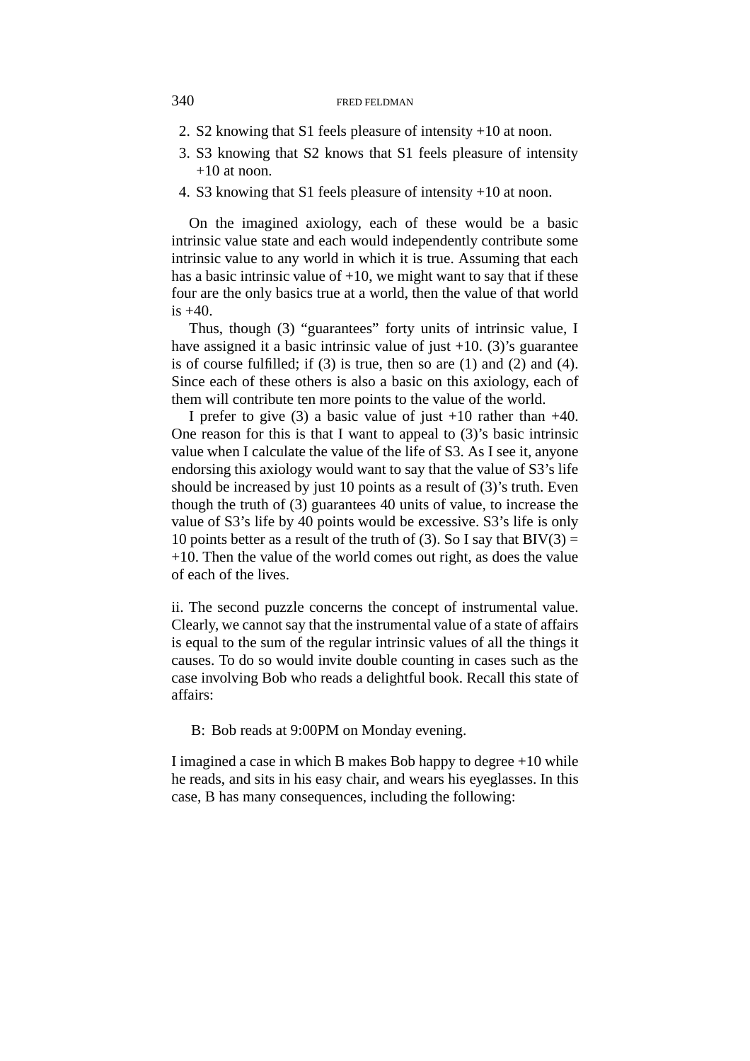2. S2 knowing that S1 feels pleasure of intensity +10 at noon.
3. S3 knowing that S2 knows that S1 feels pleasure of intensity +10 at noon.
4. S3 knowing that S1 feels pleasure of intensity +10 at noon.

On the imagined axiology, each of these would be a basic intrinsic value state and each would independently contribute some intrinsic value to any world in which it is true. Assuming that each has a basic intrinsic value of +10, we might want to say that if these four are the only basics true at a world, then the value of that world is +40.

Thus, though (3) "guarantees" forty units of intrinsic value, I have assigned it a basic intrinsic value of just +10. (3)'s guarantee is of course fulfilled; if (3) is true, then so are (1) and (2) and (4). Since each of these others is also a basic on this axiology, each of them will contribute ten more points to the value of the world.

I prefer to give (3) a basic value of just +10 rather than +40. One reason for this is that I want to appeal to (3)'s basic intrinsic value when I calculate the value of the life of S3. As I see it, anyone endorsing this axiology would want to say that the value of S3's life should be increased by just 10 points as a result of (3)'s truth. Even though the truth of (3) guarantees 40 units of value, to increase the value of S3's life by 40 points would be excessive. S3's life is only 10 points better as a result of the truth of (3). So I say that BIV(3) = +10. Then the value of the world comes out right, as does the value of each of the lives.

ii. The second puzzle concerns the concept of instrumental value. Clearly, we cannot say that the instrumental value of a state of affairs is equal to the sum of the regular intrinsic values of all the things it causes. To do so would invite double counting in cases such as the case involving Bob who reads a delightful book. Recall this state of affairs:

B: Bob reads at 9:00PM on Monday evening.

I imagined a case in which B makes Bob happy to degree +10 while he reads, and sits in his easy chair, and wears his eyeglasses. In this case, B has many consequences, including the following: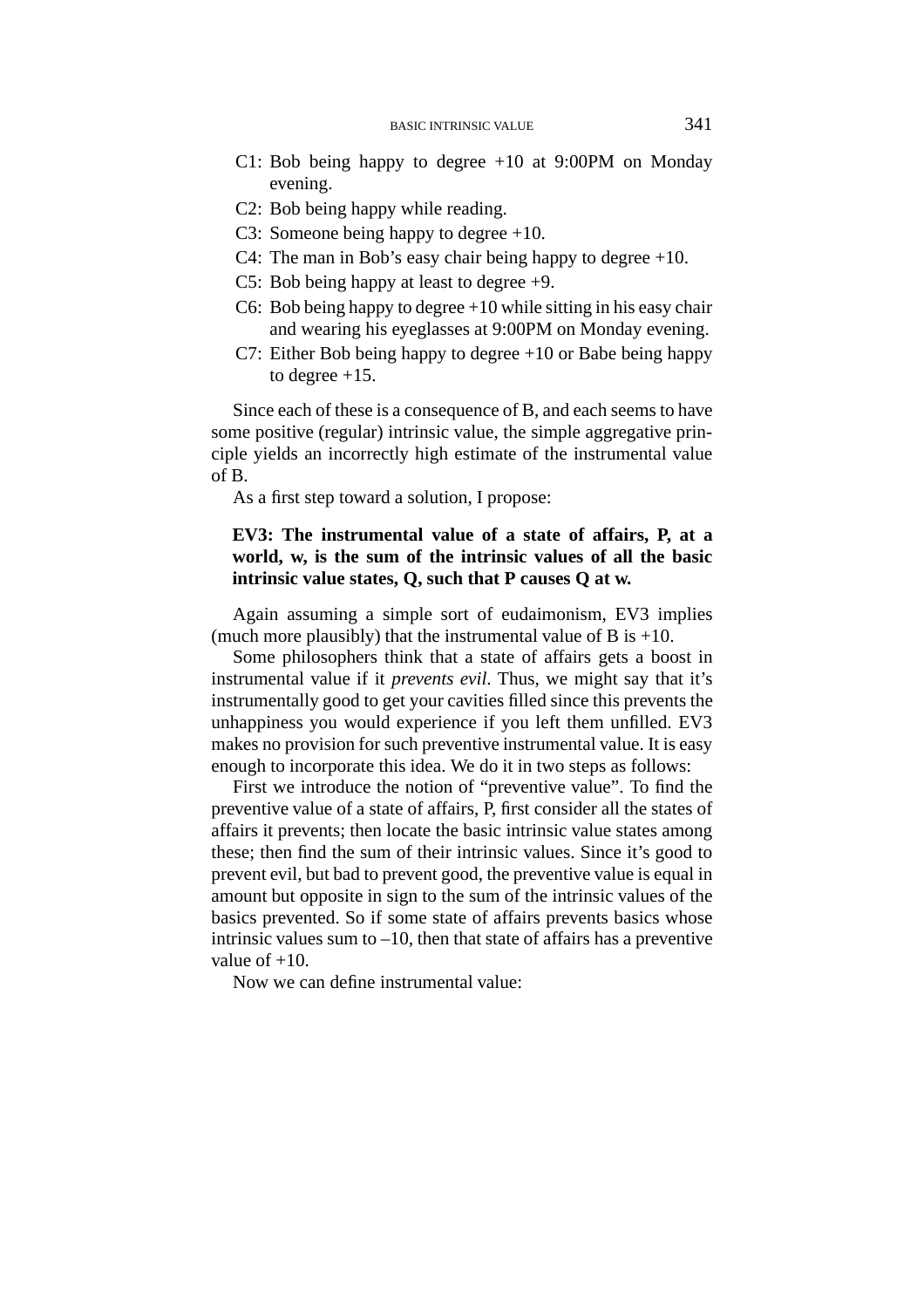C1: Bob being happy to degree +10 at 9:00PM on Monday evening.

C2: Bob being happy while reading.

C3: Someone being happy to degree +10.

C4: The man in Bob's easy chair being happy to degree +10.

C5: Bob being happy at least to degree +9.

C6: Bob being happy to degree +10 while sitting in his easy chair and wearing his eyeglasses at 9:00PM on Monday evening.

C7: Either Bob being happy to degree +10 or Babe being happy to degree +15.

Since each of these is a consequence of B, and each seems to have some positive (regular) intrinsic value, the simple aggregative principle yields an incorrectly high estimate of the instrumental value of B.

As a first step toward a solution, I propose:

**EV3: The instrumental value of a state of affairs, P, at a world, w, is the sum of the intrinsic values of all the basic intrinsic value states, Q, such that P causes Q at w.**

Again assuming a simple sort of eudaimonism, EV3 implies (much more plausibly) that the instrumental value of B is +10.

Some philosophers think that a state of affairs gets a boost in instrumental value if it *prevents evil*. Thus, we might say that it's instrumentally good to get your cavities filled since this prevents the unhappiness you would experience if you left them unfilled. EV3 makes no provision for such preventive instrumental value. It is easy enough to incorporate this idea. We do it in two steps as follows:

First we introduce the notion of "preventive value". To find the preventive value of a state of affairs, P, first consider all the states of affairs it prevents; then locate the basic intrinsic value states among these; then find the sum of their intrinsic values. Since it's good to prevent evil, but bad to prevent good, the preventive value is equal in amount but opposite in sign to the sum of the intrinsic values of the basics prevented. So if some state of affairs prevents basics whose intrinsic values sum to –10, then that state of affairs has a preventive value of +10.

Now we can define instrumental value: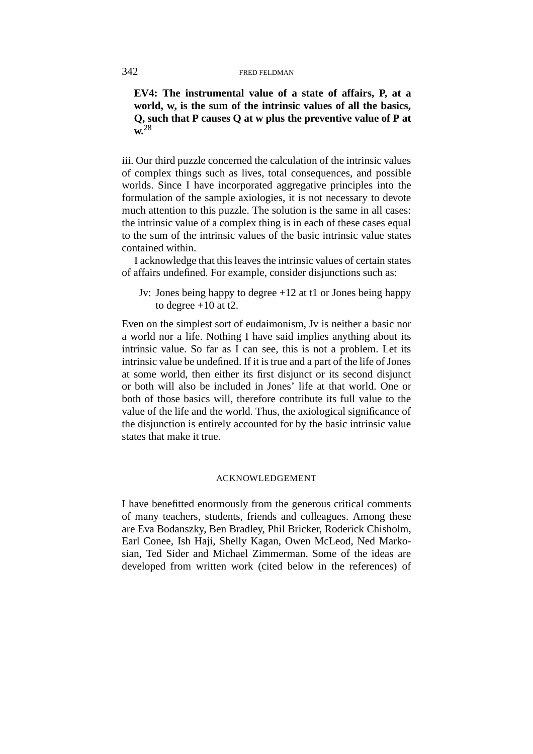**EV4: The instrumental value of a state of affairs, P, at a world, w, is the sum of the intrinsic values of all the basics, Q, such that P causes Q at w plus the preventive value of P at w.**[28]

iii. Our third puzzle concerned the calculation of the intrinsic values of complex things such as lives, total consequences, and possible worlds. Since I have incorporated aggregative principles into the formulation of the sample axiologies, it is not necessary to devote much attention to this puzzle. The solution is the same in all cases: the intrinsic value of a complex thing is in each of these cases equal to the sum of the intrinsic values of the basic intrinsic value states contained within.

I acknowledge that this leaves the intrinsic values of certain states of affairs undefined. For example, consider disjunctions such as:

Jv: Jones being happy to degree +12 at t1 or Jones being happy to degree +10 at t2.

Even on the simplest sort of eudaimonism, Jv is neither a basic nor a world nor a life. Nothing I have said implies anything about its intrinsic value. So far as I can see, this is not a problem. Let its intrinsic value be undefined. If it is true and a part of the life of Jones at some world, then either its first disjunct or its second disjunct or both will also be included in Jones' life at that world. One or both of those basics will, therefore contribute its full value to the value of the life and the world. Thus, the axiological significance of the disjunction is entirely accounted for by the basic intrinsic value states that make it true.

## ACKNOWLEDGEMENT

I have benefitted enormously from the generous critical comments of many teachers, students, friends and colleagues. Among these are Eva Bodanszky, Ben Bradley, Phil Bricker, Roderick Chisholm, Earl Conee, Ish Haji, Shelly Kagan, Owen McLeod, Ned Markosian, Ted Sider and Michael Zimmerman. Some of the ideas are developed from written work (cited below in the references) of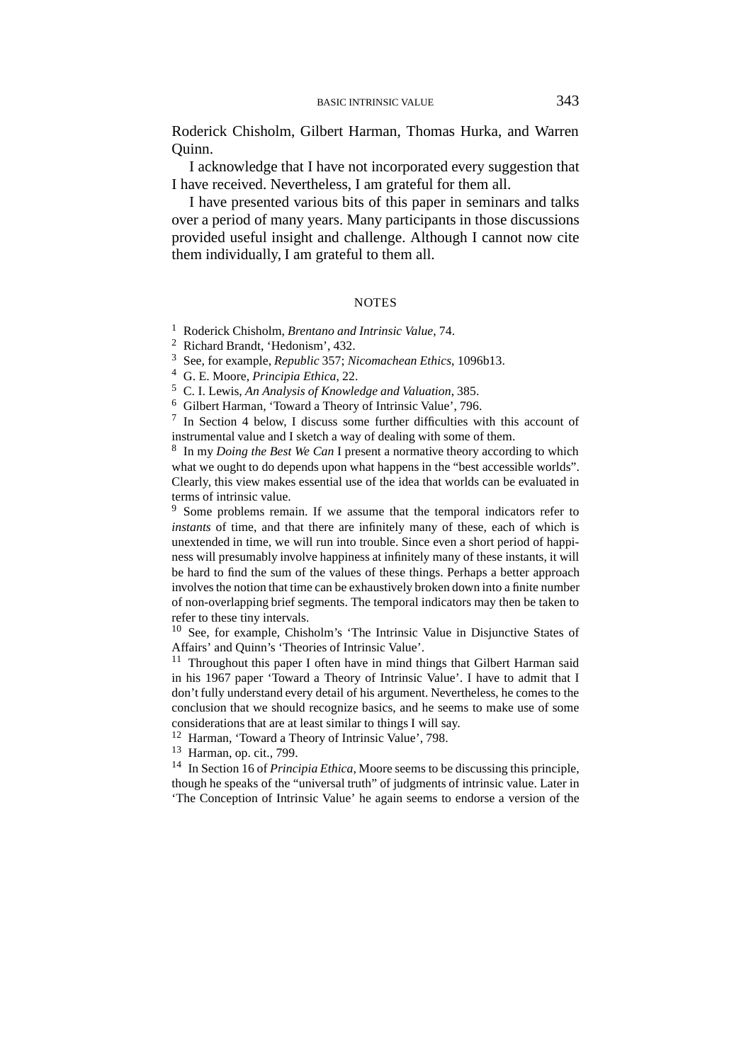Roderick Chisholm, Gilbert Harman, Thomas Hurka, and Warren Quinn.

I acknowledge that I have not incorporated every suggestion that I have received. Nevertheless, I am grateful for them all.

I have presented various bits of this paper in seminars and talks over a period of many years. Many participants in those discussions provided useful insight and challenge. Although I cannot now cite them individually, I am grateful to them all.

## NOTES

[1] Roderick Chisholm, *Brentano and Intrinsic Value*, 74.

[2] Richard Brandt, 'Hedonism', 432.

[3] See, for example, *Republic* 357; *Nicomachean Ethics*, 1096b13.

[4] G. E. Moore, *Principia Ethica*, 22.

[5] C. I. Lewis, *An Analysis of Knowledge and Valuation*, 385.

[6] Gilbert Harman, 'Toward a Theory of Intrinsic Value', 796.

[7] In Section 4 below, I discuss some further difficulties with this account of instrumental value and I sketch a way of dealing with some of them.

[8] In my *Doing the Best We Can* I present a normative theory according to which what we ought to do depends upon what happens in the "best accessible worlds". Clearly, this view makes essential use of the idea that worlds can be evaluated in terms of intrinsic value.

[9] Some problems remain. If we assume that the temporal indicators refer to *instants* of time, and that there are infinitely many of these, each of which is unextended in time, we will run into trouble. Since even a short period of happiness will presumably involve happiness at infinitely many of these instants, it will be hard to find the sum of the values of these things. Perhaps a better approach involves the notion that time can be exhaustively broken down into a finite number of non-overlapping brief segments. The temporal indicators may then be taken to refer to these tiny intervals.

[10] See, for example, Chisholm's 'The Intrinsic Value in Disjunctive States of Affairs' and Quinn's 'Theories of Intrinsic Value'.

[11] Throughout this paper I often have in mind things that Gilbert Harman said in his 1967 paper 'Toward a Theory of Intrinsic Value'. I have to admit that I don't fully understand every detail of his argument. Nevertheless, he comes to the conclusion that we should recognize basics, and he seems to make use of some considerations that are at least similar to things I will say.

[12] Harman, 'Toward a Theory of Intrinsic Value', 798.

[13] Harman, op. cit., 799.

[14] In Section 16 of *Principia Ethica*, Moore seems to be discussing this principle, though he speaks of the "universal truth" of judgments of intrinsic value. Later in 'The Conception of Intrinsic Value' he again seems to endorse a version of the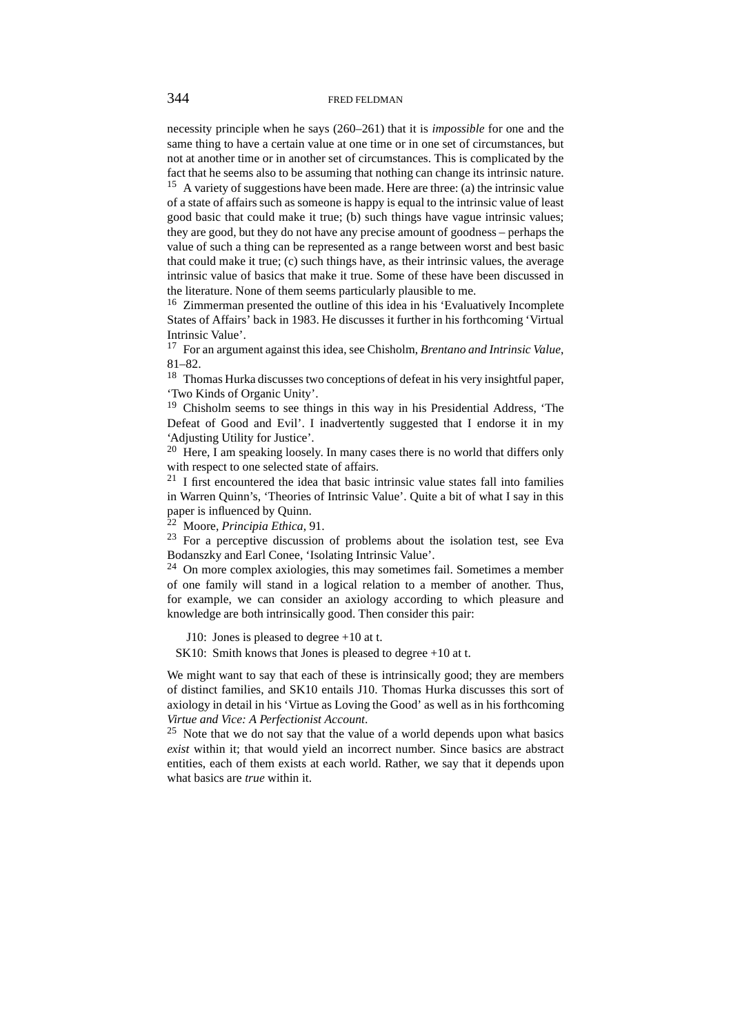necessity principle when he says (260–261) that it is *impossible* for one and the same thing to have a certain value at one time or in one set of circumstances, but not at another time or in another set of circumstances. This is complicated by the fact that he seems also to be assuming that nothing can change its intrinsic nature.

[15] A variety of suggestions have been made. Here are three: (a) the intrinsic value of a state of affairs such as someone is happy is equal to the intrinsic value of least good basic that could make it true; (b) such things have vague intrinsic values; they are good, but they do not have any precise amount of goodness – perhaps the value of such a thing can be represented as a range between worst and best basic that could make it true; (c) such things have, as their intrinsic values, the average intrinsic value of basics that make it true. Some of these have been discussed in the literature. None of them seems particularly plausible to me.

[16] Zimmerman presented the outline of this idea in his 'Evaluatively Incomplete States of Affairs' back in 1983. He discusses it further in his forthcoming 'Virtual Intrinsic Value'.

[17] For an argument against this idea, see Chisholm, *Brentano and Intrinsic Value*, 81–82.

[18] Thomas Hurka discusses two conceptions of defeat in his very insightful paper, 'Two Kinds of Organic Unity'.

[19] Chisholm seems to see things in this way in his Presidential Address, 'The Defeat of Good and Evil'. I inadvertently suggested that I endorse it in my 'Adjusting Utility for Justice'.

[20] Here, I am speaking loosely. In many cases there is no world that differs only with respect to one selected state of affairs.

[21] I first encountered the idea that basic intrinsic value states fall into families in Warren Quinn's, 'Theories of Intrinsic Value'. Quite a bit of what I say in this paper is influenced by Quinn.

[22] Moore, *Principia Ethica*, 91.

[23] For a perceptive discussion of problems about the isolation test, see Eva Bodanszky and Earl Conee, 'Isolating Intrinsic Value'.

[24] On more complex axiologies, this may sometimes fail. Sometimes a member of one family will stand in a logical relation to a member of another. Thus, for example, we can consider an axiology according to which pleasure and knowledge are both intrinsically good. Then consider this pair:

J10: Jones is pleased to degree +10 at t.

SK10: Smith knows that Jones is pleased to degree +10 at t.

We might want to say that each of these is intrinsically good; they are members of distinct families, and SK10 entails J10. Thomas Hurka discusses this sort of axiology in detail in his 'Virtue as Loving the Good' as well as in his forthcoming *Virtue and Vice: A Perfectionist Account*.

[25] Note that we do not say that the value of a world depends upon what basics *exist* within it; that would yield an incorrect number. Since basics are abstract entities, each of them exists at each world. Rather, we say that it depends upon what basics are *true* within it.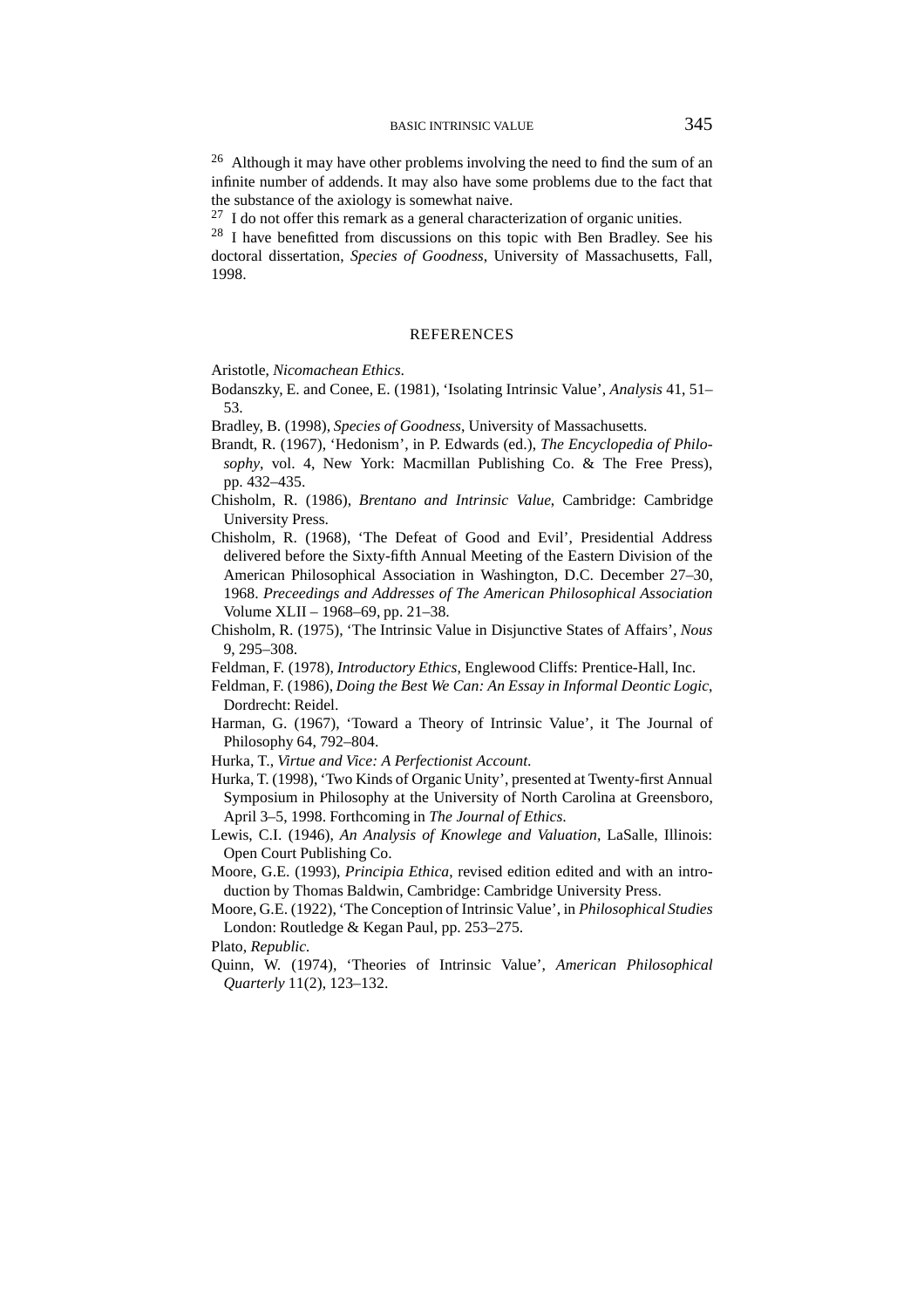[26] Although it may have other problems involving the need to find the sum of an infinite number of addends. It may also have some problems due to the fact that the substance of the axiology is somewhat naive.

[27] I do not offer this remark as a general characterization of organic unities.

[28] I have benefitted from discussions on this topic with Ben Bradley. See his doctoral dissertation, *Species of Goodness*, University of Massachusetts, Fall, 1998.

## REFERENCES

Aristotle, *Nicomachean Ethics*.

Bodanszky, E. and Conee, E. (1981), 'Isolating Intrinsic Value', *Analysis* 41, 51–53.

Bradley, B. (1998), *Species of Goodness*, University of Massachusetts.

Brandt, R. (1967), 'Hedonism', in P. Edwards (ed.), *The Encyclopedia of Philosophy*, vol. 4, New York: Macmillan Publishing Co. & The Free Press), pp. 432–435.

Chisholm, R. (1986), *Brentano and Intrinsic Value*, Cambridge: Cambridge University Press.

Chisholm, R. (1968), 'The Defeat of Good and Evil', Presidential Address delivered before the Sixty-fifth Annual Meeting of the Eastern Division of the American Philosophical Association in Washington, D.C. December 27–30, 1968. *Preceedings and Addresses of The American Philosophical Association* Volume XLII – 1968–69, pp. 21–38.

Chisholm, R. (1975), 'The Intrinsic Value in Disjunctive States of Affairs', *Nous* 9, 295–308.

Feldman, F. (1978), *Introductory Ethics*, Englewood Cliffs: Prentice-Hall, Inc.

Feldman, F. (1986), *Doing the Best We Can: An Essay in Informal Deontic Logic*, Dordrecht: Reidel.

Harman, G. (1967), 'Toward a Theory of Intrinsic Value', it The Journal of Philosophy 64, 792–804.

Hurka, T., *Virtue and Vice: A Perfectionist Account.*

Hurka, T. (1998), 'Two Kinds of Organic Unity', presented at Twenty-first Annual Symposium in Philosophy at the University of North Carolina at Greensboro, April 3–5, 1998. Forthcoming in *The Journal of Ethics*.

Lewis, C.I. (1946), *An Analysis of Knowlege and Valuation*, LaSalle, Illinois: Open Court Publishing Co.

Moore, G.E. (1993), *Principia Ethica*, revised edition edited and with an introduction by Thomas Baldwin, Cambridge: Cambridge University Press.

Moore, G.E. (1922), 'The Conception of Intrinsic Value', in *Philosophical Studies* London: Routledge & Kegan Paul, pp. 253–275.

Plato, *Republic.*

Quinn, W. (1974), 'Theories of Intrinsic Value', *American Philosophical Quarterly* 11(2), 123–132.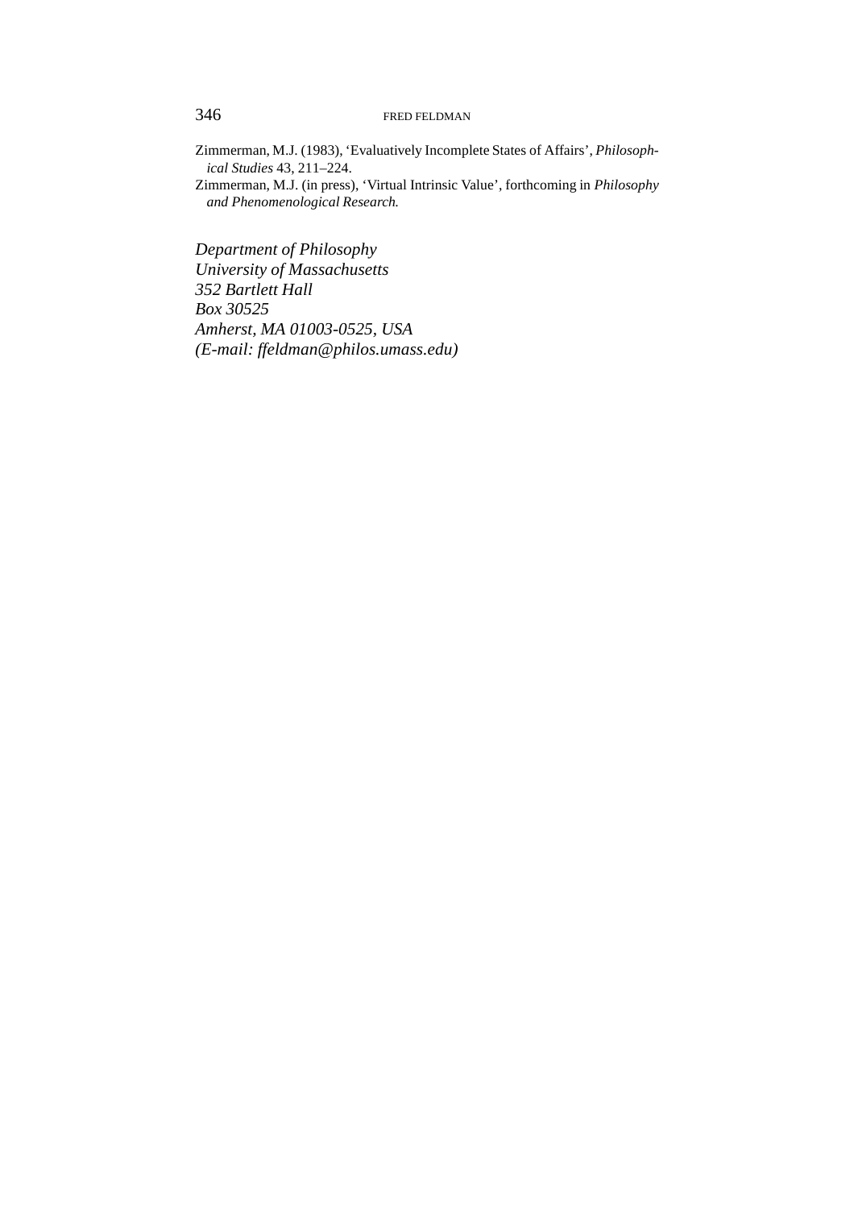Zimmerman, M.J. (1983), 'Evaluatively Incomplete States of Affairs', *Philosophical Studies* 43, 211–224.

Zimmerman, M.J. (in press), 'Virtual Intrinsic Value', forthcoming in *Philosophy and Phenomenological Research.*

*Department of Philosophy*
*University of Massachusetts*
*352 Bartlett Hall*
*Box 30525*
*Amherst, MA 01003-0525, USA*
*(E-mail: ffeldman@philos.umass.edu)*